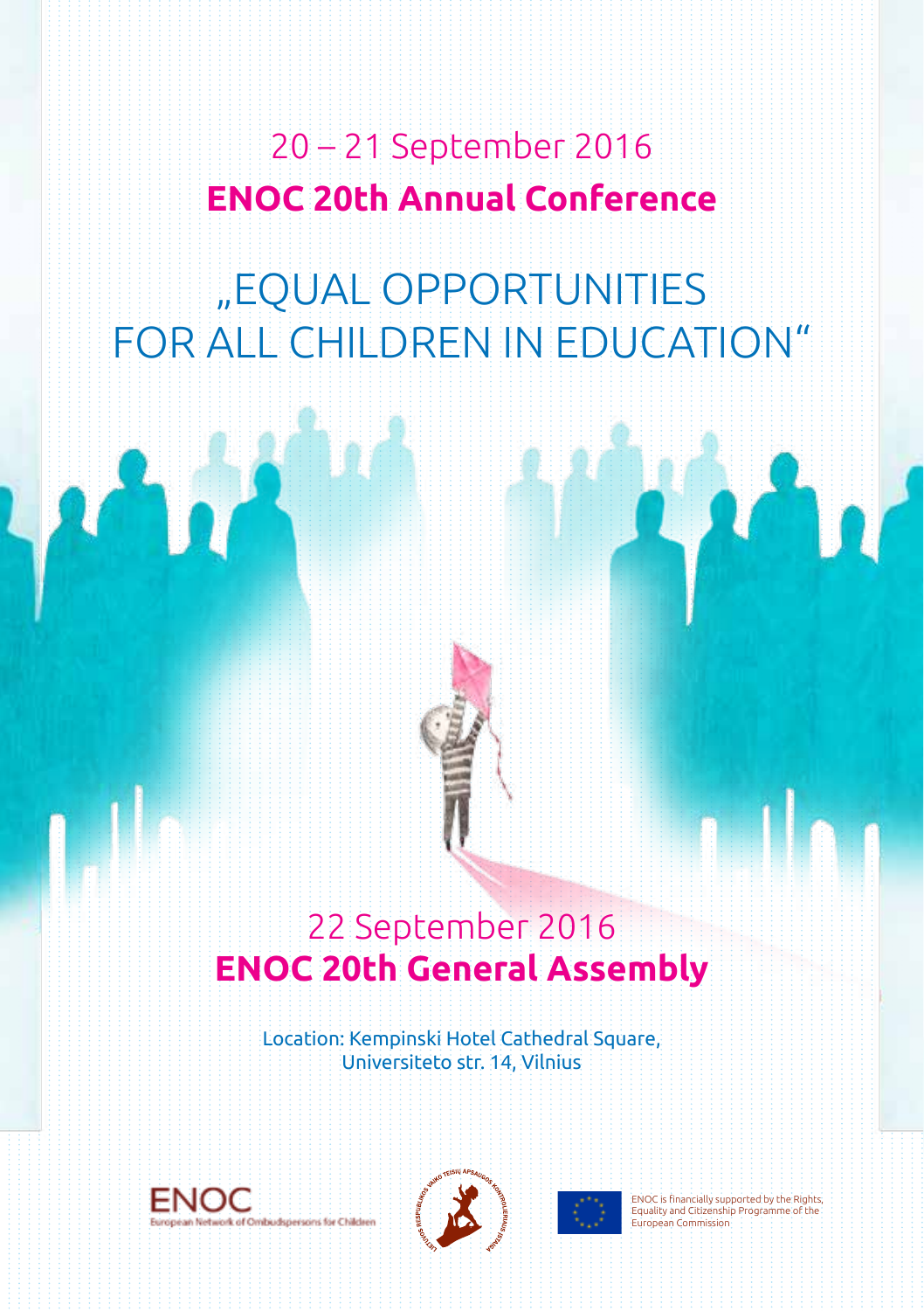20 – 21 September 2016

# ENOC 20th Annual Conference

# „EQUAL OPPORTUNITIES FOR ALL CHILDREN IN EDUCATION“

22 September 2016

# ENOC 20th General Assembly

Location: Kempinski Hotel Cathedral Square,
Universiteto str. 14, Vilnius

ENOC
European Network of Ombudspersons for Children

LIETUVOS RESPUBLIKOS VAIKO TEISIŲ APSAUGOS KONTROLIERIAUS ĮSTAIGA

ENOC is financially supported by the Rights, Equality and Citizenship Programme of the European Commission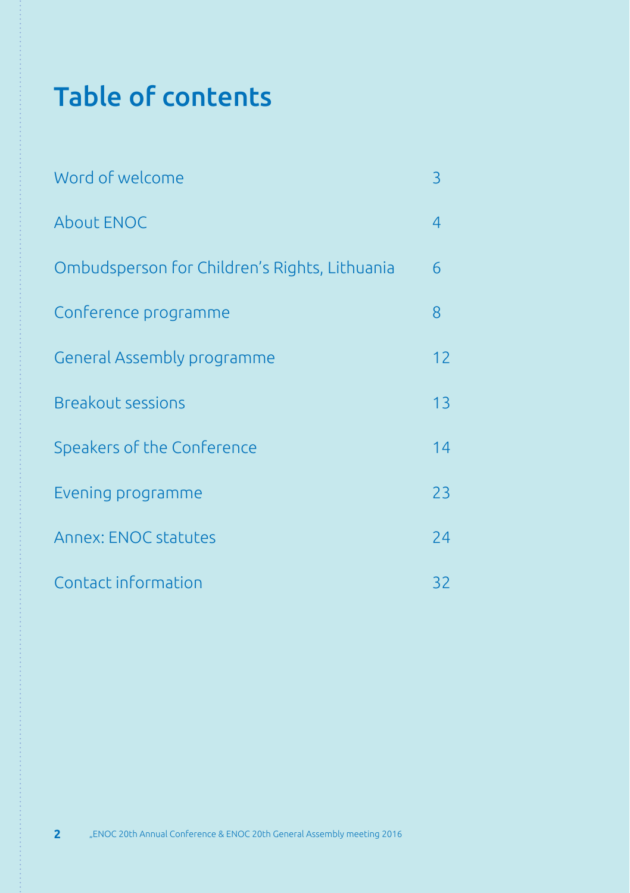# Table of contents

| | |
|---|---|
| Word of welcome | 3 |
| About ENOC | 4 |
| Ombudsperson for Children's Rights, Lithuania | 6 |
| Conference programme | 8 |
| General Assembly programme | 12 |
| Breakout sessions | 13 |
| Speakers of the Conference | 14 |
| Evening programme | 23 |
| Annex: ENOC statutes | 24 |
| Contact information | 32 |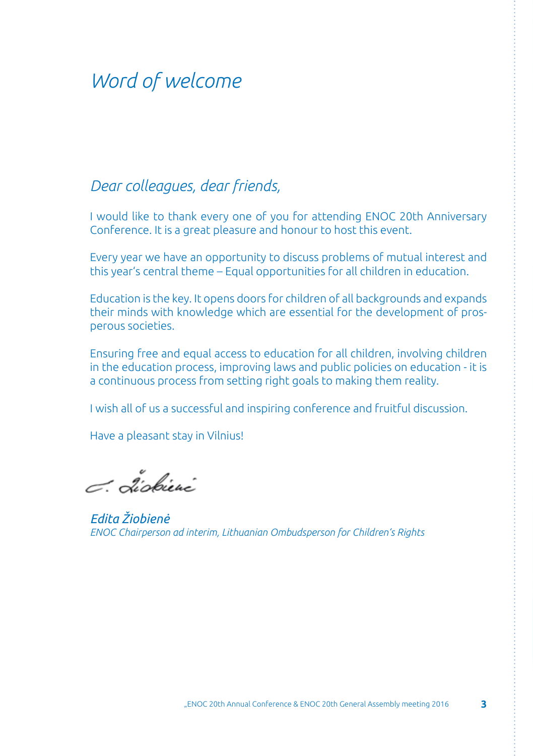# *Word of welcome*

*Dear colleagues, dear friends,*

I would like to thank every one of you for attending ENOC 20th Anniversary Conference. It is a great pleasure and honour to host this event.

Every year we have an opportunity to discuss problems of mutual interest and this year's central theme – Equal opportunities for all children in education.

Education is the key. It opens doors for children of all backgrounds and expands their minds with knowledge which are essential for the development of prosperous societies.

Ensuring free and equal access to education for all children, involving children in the education process, improving laws and public policies on education - it is a continuous process from setting right goals to making them reality.

I wish all of us a successful and inspiring conference and fruitful discussion.

Have a pleasant stay in Vilnius!

*Edita Žiobienė*
*ENOC Chairperson ad interim, Lithuanian Ombudsperson for Children's Rights*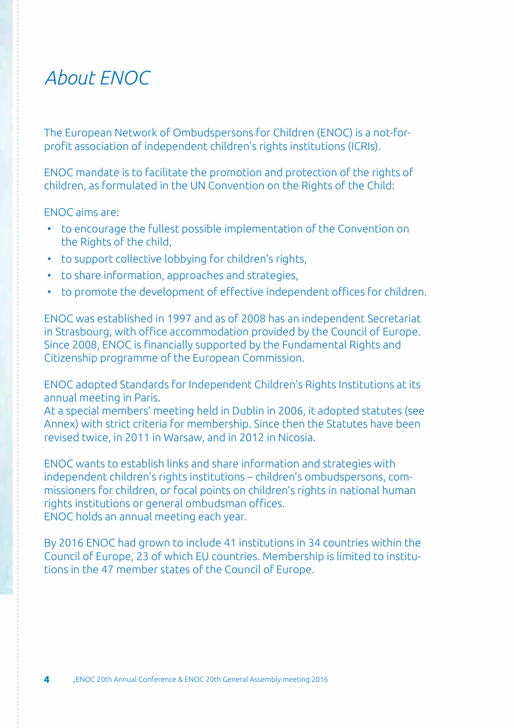# *About ENOC*

The European Network of Ombudspersons for Children (ENOC) is a not-for-profit association of independent children's rights institutions (ICRIs).

ENOC mandate is to facilitate the promotion and protection of the rights of children, as formulated in the UN Convention on the Rights of the Child:

ENOC aims are:

- to encourage the fullest possible implementation of the Convention on the Rights of the child,
- to support collective lobbying for children's rights,
- to share information, approaches and strategies,
- to promote the development of effective independent offices for children.

ENOC was established in 1997 and as of 2008 has an independent Secretariat in Strasbourg, with office accommodation provided by the Council of Europe. Since 2008, ENOC is financially supported by the Fundamental Rights and Citizenship programme of the European Commission.

ENOC adopted Standards for Independent Children's Rights Institutions at its annual meeting in Paris.
At a special members' meeting held in Dublin in 2006, it adopted statutes (see Annex) with strict criteria for membership. Since then the Statutes have been revised twice, in 2011 in Warsaw, and in 2012 in Nicosia.

ENOC wants to establish links and share information and strategies with independent children's rights institutions – children's ombudspersons, commissioners for children, or focal points on children's rights in national human rights institutions or general ombudsman offices.
ENOC holds an annual meeting each year.

By 2016 ENOC had grown to include 41 institutions in 34 countries within the Council of Europe, 23 of which EU countries. Membership is limited to institutions in the 47 member states of the Council of Europe.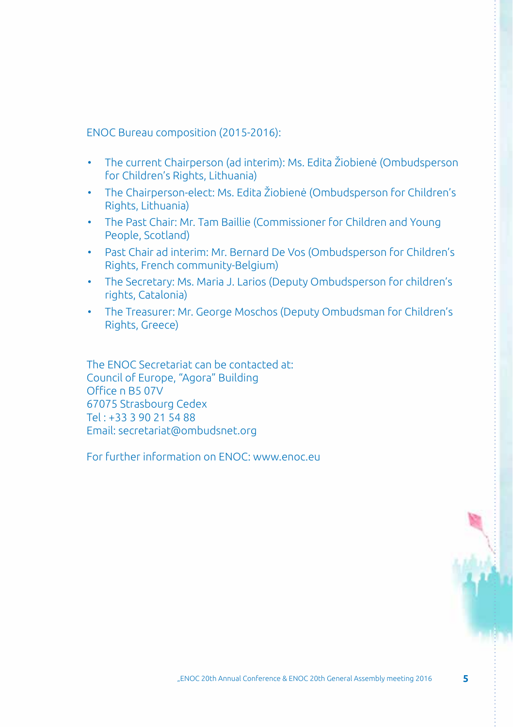ENOC Bureau composition (2015-2016):

- The current Chairperson (ad interim): Ms. Edita Žiobienė (Ombudsperson for Children's Rights, Lithuania)
- The Chairperson-elect: Ms. Edita Žiobienė (Ombudsperson for Children's Rights, Lithuania)
- The Past Chair: Mr. Tam Baillie (Commissioner for Children and Young People, Scotland)
- Past Chair ad interim: Mr. Bernard De Vos (Ombudsperson for Children's Rights, French community-Belgium)
- The Secretary: Ms. Maria J. Larios (Deputy Ombudsperson for children's rights, Catalonia)
- The Treasurer: Mr. George Moschos (Deputy Ombudsman for Children's Rights, Greece)

The ENOC Secretariat can be contacted at:
Council of Europe, "Agora" Building
Office n B5 07V
67075 Strasbourg Cedex
Tel : +33 3 90 21 54 88
Email: secretariat@ombudsnet.org

For further information on ENOC: www.enoc.eu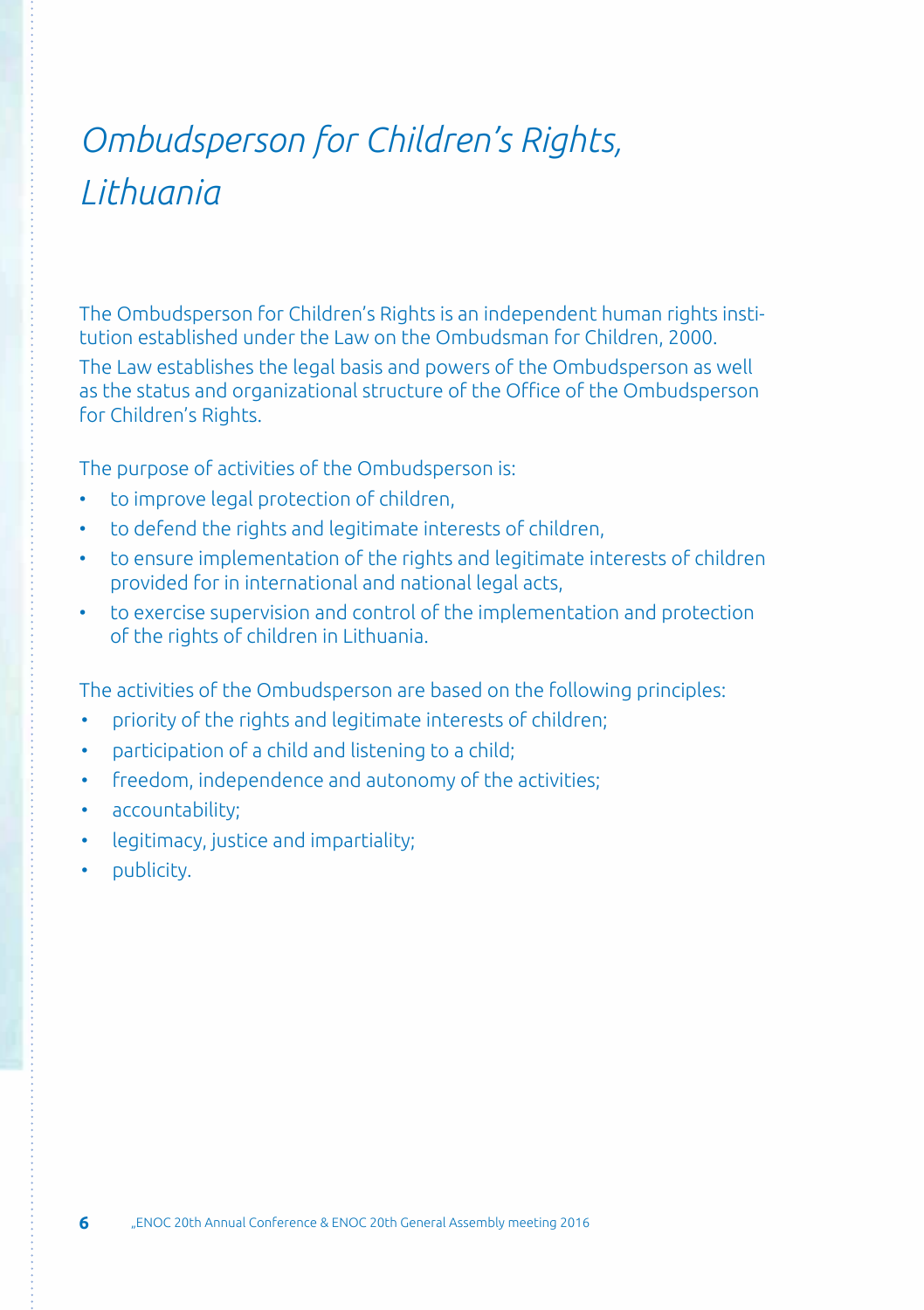# *Ombudsperson for Children's Rights, Lithuania*

The Ombudsperson for Children's Rights is an independent human rights institution established under the Law on the Ombudsman for Children, 2000.

The Law establishes the legal basis and powers of the Ombudsperson as well as the status and organizational structure of the Office of the Ombudsperson for Children's Rights.

The purpose of activities of the Ombudsperson is:

- to improve legal protection of children,
- to defend the rights and legitimate interests of children,
- to ensure implementation of the rights and legitimate interests of children provided for in international and national legal acts,
- to exercise supervision and control of the implementation and protection of the rights of children in Lithuania.

The activities of the Ombudsperson are based on the following principles:

- priority of the rights and legitimate interests of children;
- participation of a child and listening to a child;
- freedom, independence and autonomy of the activities;
- accountability;
- legitimacy, justice and impartiality;
- publicity.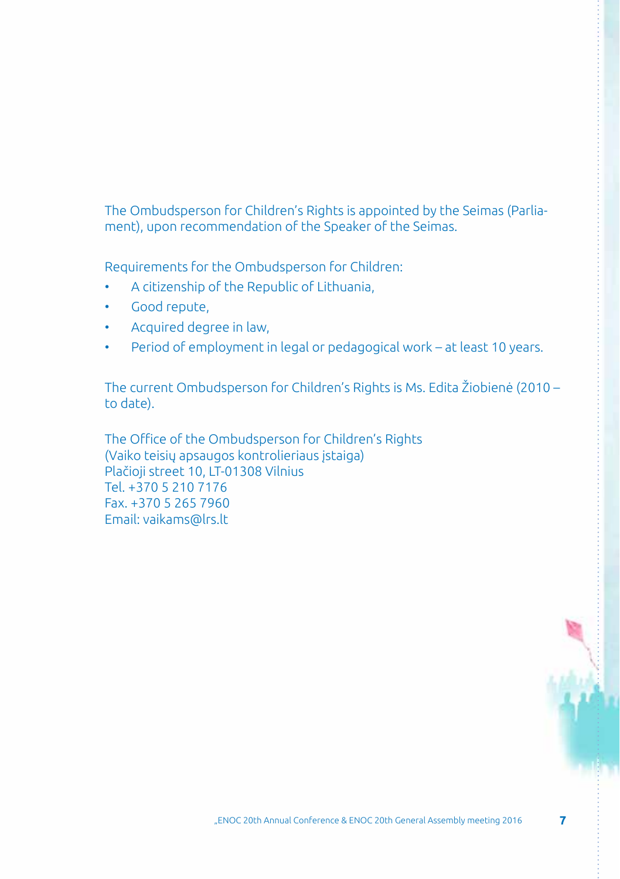The Ombudsperson for Children's Rights is appointed by the Seimas (Parliament), upon recommendation of the Speaker of the Seimas.

Requirements for the Ombudsperson for Children:

- A citizenship of the Republic of Lithuania,
- Good repute,
- Acquired degree in law,
- Period of employment in legal or pedagogical work – at least 10 years.

The current Ombudsperson for Children's Rights is Ms. Edita Žiobienė (2010 – to date).

The Office of the Ombudsperson for Children's Rights
(Vaiko teisių apsaugos kontrolieriaus įstaiga)
Plačioji street 10, LT-01308 Vilnius
Tel. +370 5 210 7176
Fax. +370 5 265 7960
Email: vaikams@lrs.lt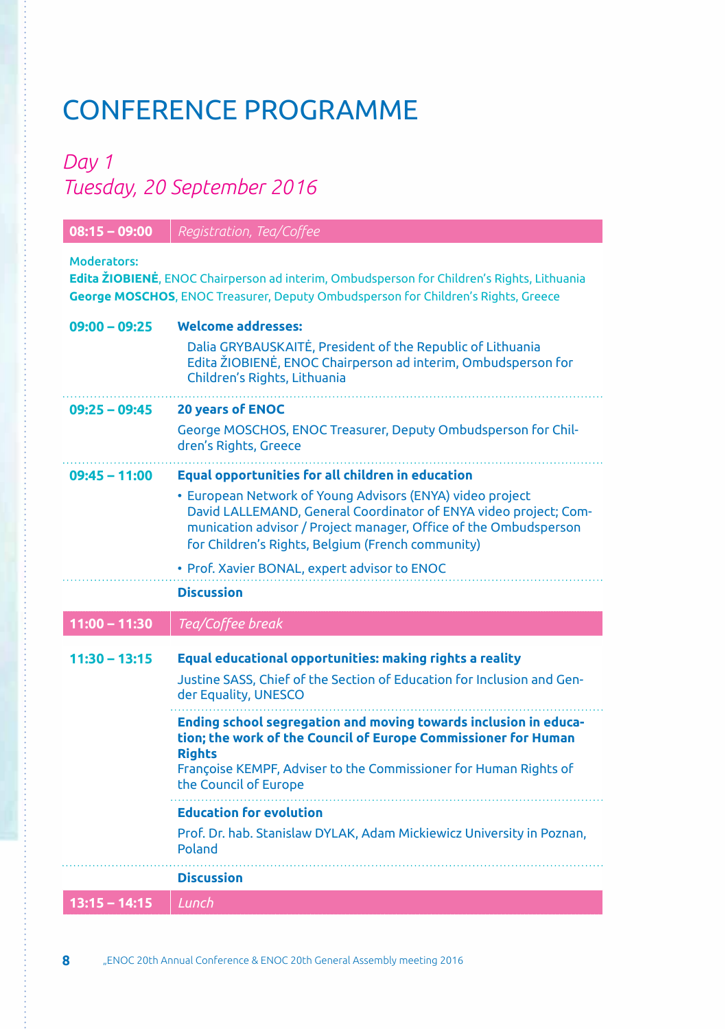# CONFERENCE PROGRAMME

## *Day 1*
## *Tuesday, 20 September 2016*

**08:15 – 09:00** *Registration, Tea/Coffee*

Moderators:
**Edita ŽIOBIENĖ**, ENOC Chairperson ad interim, Ombudsperson for Children's Rights, Lithuania
**George MOSCHOS**, ENOC Treasurer, Deputy Ombudsperson for Children's Rights, Greece

**09:00 – 09:25** **Welcome addresses:**

Dalia GRYBAUSKAITĖ, President of the Republic of Lithuania
Edita ŽIOBIENĖ, ENOC Chairperson ad interim, Ombudsperson for Children's Rights, Lithuania

**09:25 – 09:45** **20 years of ENOC**

George MOSCHOS, ENOC Treasurer, Deputy Ombudsperson for Children's Rights, Greece

**09:45 – 11:00** **Equal opportunities for all children in education**

- European Network of Young Advisors (ENYA) video project
  David LALLEMAND, General Coordinator of ENYA video project; Communication advisor / Project manager, Office of the Ombudsperson for Children's Rights, Belgium (French community)
- Prof. Xavier BONAL, expert advisor to ENOC

**Discussion**

**11:00 – 11:30** *Tea/Coffee break*

**11:30 – 13:15** **Equal educational opportunities: making rights a reality**

Justine SASS, Chief of the Section of Education for Inclusion and Gender Equality, UNESCO

**Ending school segregation and moving towards inclusion in education; the work of the Council of Europe Commissioner for Human Rights**
Françoise KEMPF, Adviser to the Commissioner for Human Rights of the Council of Europe

**Education for evolution**

Prof. Dr. hab. Stanislaw DYLAK, Adam Mickiewicz University in Poznan, Poland

**Discussion**

**13:15 – 14:15** *Lunch*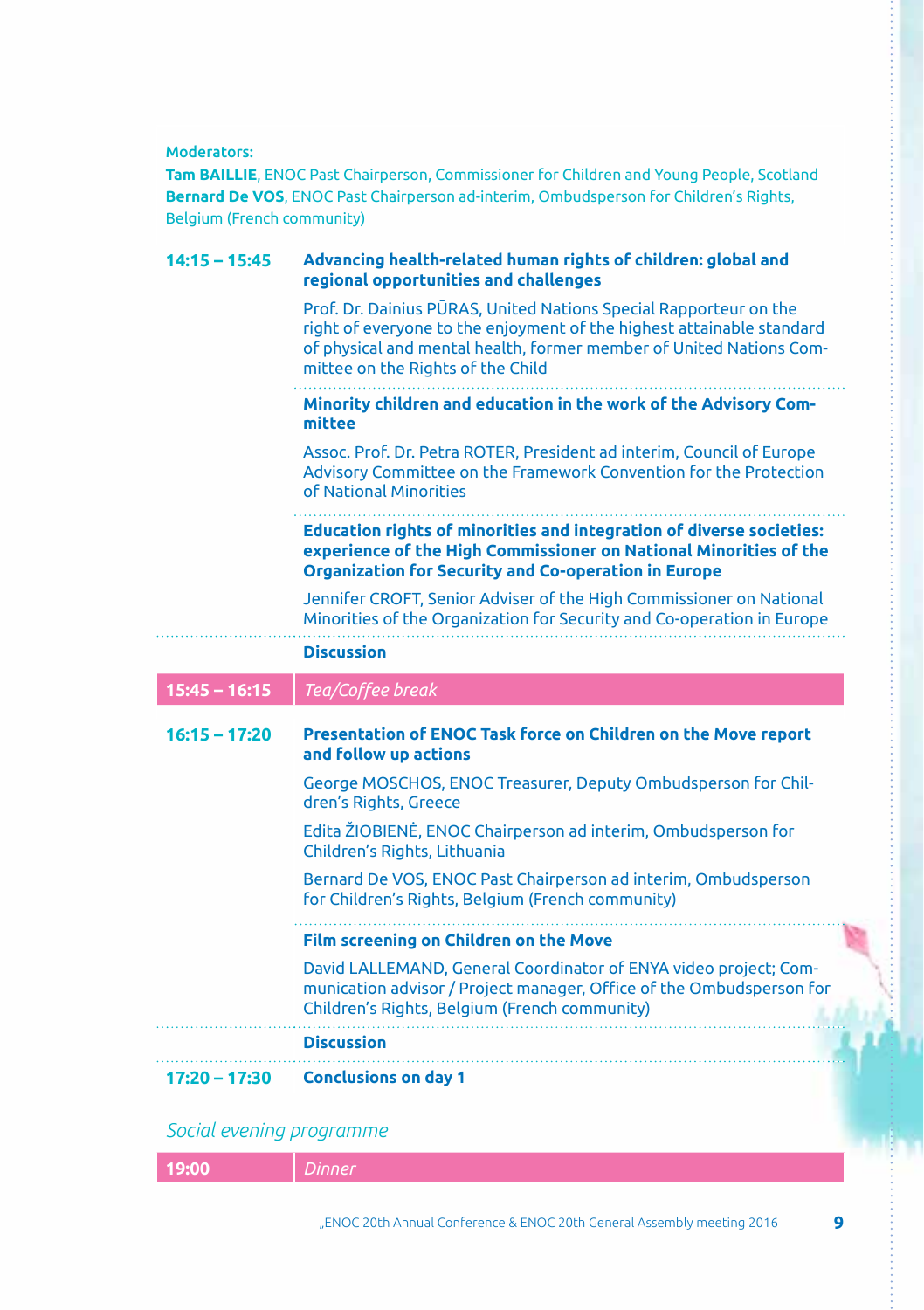Moderators:
**Tam BAILLIE**, ENOC Past Chairperson, Commissioner for Children and Young People, Scotland
**Bernard De VOS**, ENOC Past Chairperson ad-interim, Ombudsperson for Children's Rights, Belgium (French community)

**14:15 – 15:45** **Advancing health-related human rights of children: global and regional opportunities and challenges**

Prof. Dr. Dainius PŪRAS, United Nations Special Rapporteur on the right of everyone to the enjoyment of the highest attainable standard of physical and mental health, former member of United Nations Committee on the Rights of the Child

**Minority children and education in the work of the Advisory Committee**

Assoc. Prof. Dr. Petra ROTER, President ad interim, Council of Europe Advisory Committee on the Framework Convention for the Protection of National Minorities

**Education rights of minorities and integration of diverse societies: experience of the High Commissioner on National Minorities of the Organization for Security and Co-operation in Europe**

Jennifer CROFT, Senior Adviser of the High Commissioner on National Minorities of the Organization for Security and Co-operation in Europe

**Discussion**

**15:45 – 16:15** *Tea/Coffee break*

**16:15 – 17:20** **Presentation of ENOC Task force on Children on the Move report and follow up actions**

George MOSCHOS, ENOC Treasurer, Deputy Ombudsperson for Children's Rights, Greece

Edita ŽIOBIENĖ, ENOC Chairperson ad interim, Ombudsperson for Children's Rights, Lithuania

Bernard De VOS, ENOC Past Chairperson ad interim, Ombudsperson for Children's Rights, Belgium (French community)

**Film screening on Children on the Move**

David LALLEMAND, General Coordinator of ENYA video project; Communication advisor / Project manager, Office of the Ombudsperson for Children's Rights, Belgium (French community)

**Discussion**

**17:20 – 17:30** **Conclusions on day 1**

*Social evening programme*

**19:00** *Dinner*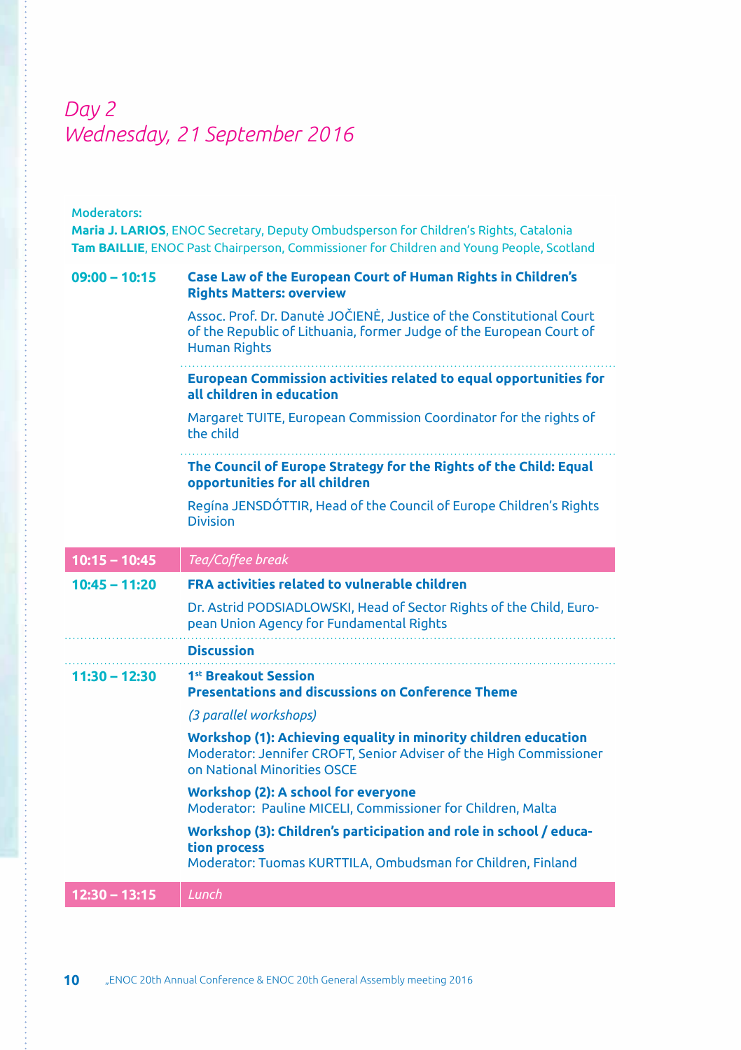# Day 2
## Wednesday, 21 September 2016

Moderators:
**Maria J. LARIOS**, ENOC Secretary, Deputy Ombudsperson for Children's Rights, Catalonia
**Tam BAILLIE**, ENOC Past Chairperson, Commissioner for Children and Young People, Scotland

| | |
|---|---|
| **09:00 – 10:15** | **Case Law of the European Court of Human Rights in Children's Rights Matters: overview**<br>Assoc. Prof. Dr. Danutė JOČIENĖ, Justice of the Constitutional Court of the Republic of Lithuania, former Judge of the European Court of Human Rights |
| | **European Commission activities related to equal opportunities for all children in education**<br>Margaret TUITE, European Commission Coordinator for the rights of the child |
| | **The Council of Europe Strategy for the Rights of the Child: Equal opportunities for all children**<br>Regína JENSDÓTTIR, Head of the Council of Europe Children's Rights Division |
| **10:15 – 10:45** | *Tea/Coffee break* |
| **10:45 – 11:20** | **FRA activities related to vulnerable children**<br>Dr. Astrid PODSIADLOWSKI, Head of Sector Rights of the Child, European Union Agency for Fundamental Rights |
| | **Discussion** |
| **11:30 – 12:30** | **1st Breakout Session**<br>**Presentations and discussions on Conference Theme**<br>*(3 parallel workshops)*<br>**Workshop (1): Achieving equality in minority children education**<br>Moderator: Jennifer CROFT, Senior Adviser of the High Commissioner on National Minorities OSCE<br>**Workshop (2): A school for everyone**<br>Moderator: Pauline MICELI, Commissioner for Children, Malta<br>**Workshop (3): Children's participation and role in school / education process**<br>Moderator: Tuomas KURTTILA, Ombudsman for Children, Finland |
| **12:30 – 13:15** | *Lunch* |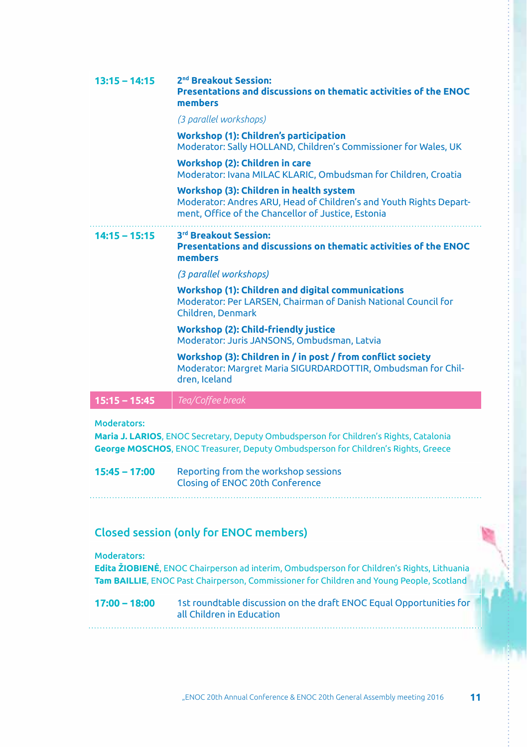**13:15 – 14:15** **2nd Breakout Session:**
**Presentations and discussions on thematic activities of the ENOC members**

*(3 parallel workshops)*

**Workshop (1): Children's participation**
Moderator: Sally HOLLAND, Children's Commissioner for Wales, UK

**Workshop (2): Children in care**
Moderator: Ivana MILAC KLARIC, Ombudsman for Children, Croatia

**Workshop (3): Children in health system**
Moderator: Andres ARU, Head of Children's and Youth Rights Department, Office of the Chancellor of Justice, Estonia

---

**14:15 – 15:15** **3rd Breakout Session:**
**Presentations and discussions on thematic activities of the ENOC members**

*(3 parallel workshops)*

**Workshop (1): Children and digital communications**
Moderator: Per LARSEN, Chairman of Danish National Council for Children, Denmark

**Workshop (2): Child-friendly justice**
Moderator: Juris JANSONS, Ombudsman, Latvia

**Workshop (3): Children in / in post / from conflict society**
Moderator: Margret Maria SIGURDARDOTTIR, Ombudsman for Children, Iceland

---

**15:15 – 15:45** *Tea/Coffee break*

Moderators:
**Maria J. LARIOS**, ENOC Secretary, Deputy Ombudsperson for Children's Rights, Catalonia
**George MOSCHOS**, ENOC Treasurer, Deputy Ombudsperson for Children's Rights, Greece

**15:45 – 17:00** Reporting from the workshop sessions
Closing of ENOC 20th Conference

---

## Closed session (only for ENOC members)

Moderators:
**Edita ŽIOBIENĖ**, ENOC Chairperson ad interim, Ombudsperson for Children's Rights, Lithuania
**Tam BAILLIE**, ENOC Past Chairperson, Commissioner for Children and Young People, Scotland

**17:00 – 18:00** 1st roundtable discussion on the draft ENOC Equal Opportunities for all Children in Education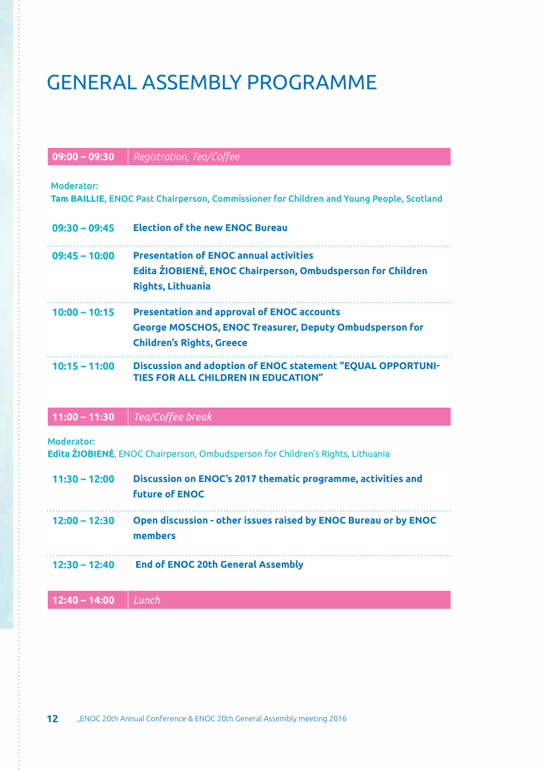# GENERAL ASSEMBLY PROGRAMME

| | |
|---|---|
| **09:00 – 09:30** | *Registration, Tea/Coffee* |

Moderator:
**Tam BAILLIE**, ENOC Past Chairperson, Commissioner for Children and Young People, Scotland

| | |
|---|---|
| **09:30 – 09:45** | **Election of the new ENOC Bureau** |
| **09:45 – 10:00** | **Presentation of ENOC annual activities**<br>**Edita ŽIOBIENĖ, ENOC Chairperson, Ombudsperson for Children Rights, Lithuania** |
| **10:00 – 10:15** | **Presentation and approval of ENOC accounts**<br>**George MOSCHOS, ENOC Treasurer, Deputy Ombudsperson for Children's Rights, Greece** |
| **10:15 – 11:00** | **Discussion and adoption of ENOC statement "EQUAL OPPORTUNITIES FOR ALL CHILDREN IN EDUCATION"** |
| **11:00 – 11:30** | *Tea/Coffee break* |

Moderator:
**Edita ŽIOBIENĖ**, ENOC Chairperson, Ombudsperson for Children's Rights, Lithuania

| | |
|---|---|
| **11:30 – 12:00** | **Discussion on ENOC's 2017 thematic programme, activities and future of ENOC** |
| **12:00 – 12:30** | **Open discussion - other issues raised by ENOC Bureau or by ENOC members** |
| **12:30 – 12:40** | **End of ENOC 20th General Assembly** |
| **12:40 – 14:00** | *Lunch* |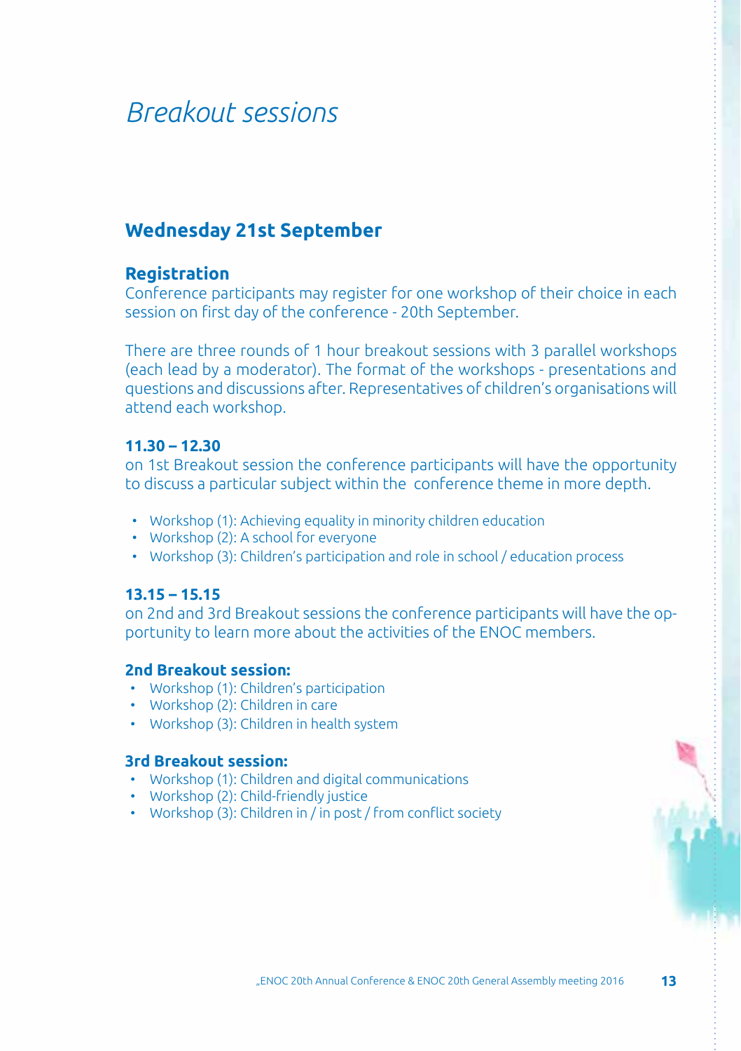# *Breakout sessions*

## Wednesday 21st September

### Registration

Conference participants may register for one workshop of their choice in each session on first day of the conference - 20th September.

There are three rounds of 1 hour breakout sessions with 3 parallel workshops (each lead by a moderator). The format of the workshops - presentations and questions and discussions after. Representatives of children's organisations will attend each workshop.

**11.30 – 12.30**

on 1st Breakout session the conference participants will have the opportunity to discuss a particular subject within the conference theme in more depth.

- Workshop (1): Achieving equality in minority children education
- Workshop (2): A school for everyone
- Workshop (3): Children's participation and role in school / education process

**13.15 – 15.15**

on 2nd and 3rd Breakout sessions the conference participants will have the opportunity to learn more about the activities of the ENOC members.

**2nd Breakout session:**

- Workshop (1): Children's participation
- Workshop (2): Children in care
- Workshop (3): Children in health system

**3rd Breakout session:**

- Workshop (1): Children and digital communications
- Workshop (2): Child-friendly justice
- Workshop (3): Children in / in post / from conflict society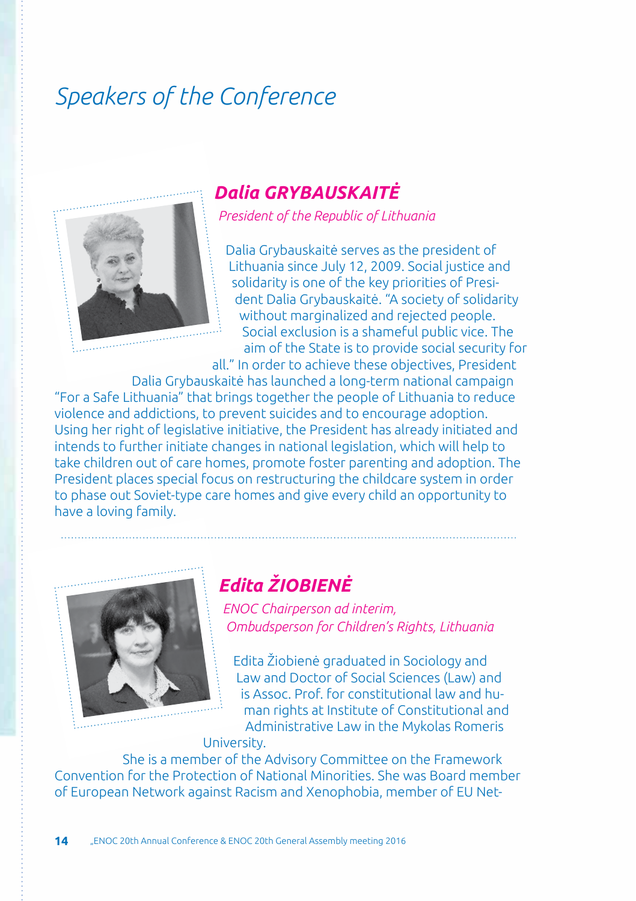# Speakers of the Conference

## Dalia GRYBAUSKAITĖ

*President of the Republic of Lithuania*

Dalia Grybauskaitė serves as the president of Lithuania since July 12, 2009. Social justice and solidarity is one of the key priorities of President Dalia Grybauskaitė. "A society of solidarity without marginalized and rejected people. Social exclusion is a shameful public vice. The aim of the State is to provide social security for all." In order to achieve these objectives, President Dalia Grybauskaitė has launched a long-term national campaign "For a Safe Lithuania" that brings together the people of Lithuania to reduce violence and addictions, to prevent suicides and to encourage adoption. Using her right of legislative initiative, the President has already initiated and intends to further initiate changes in national legislation, which will help to take children out of care homes, promote foster parenting and adoption. The President places special focus on restructuring the childcare system in order to phase out Soviet-type care homes and give every child an opportunity to have a loving family.

## Edita ŽIOBIENĖ

*ENOC Chairperson ad interim,*
*Ombudsperson for Children's Rights, Lithuania*

Edita Žiobienė graduated in Sociology and Law and Doctor of Social Sciences (Law) and is Assoc. Prof. for constitutional law and human rights at Institute of Constitutional and Administrative Law in the Mykolas Romeris University.

She is a member of the Advisory Committee on the Framework Convention for the Protection of National Minorities. She was Board member of European Network against Racism and Xenophobia, member of EU Net-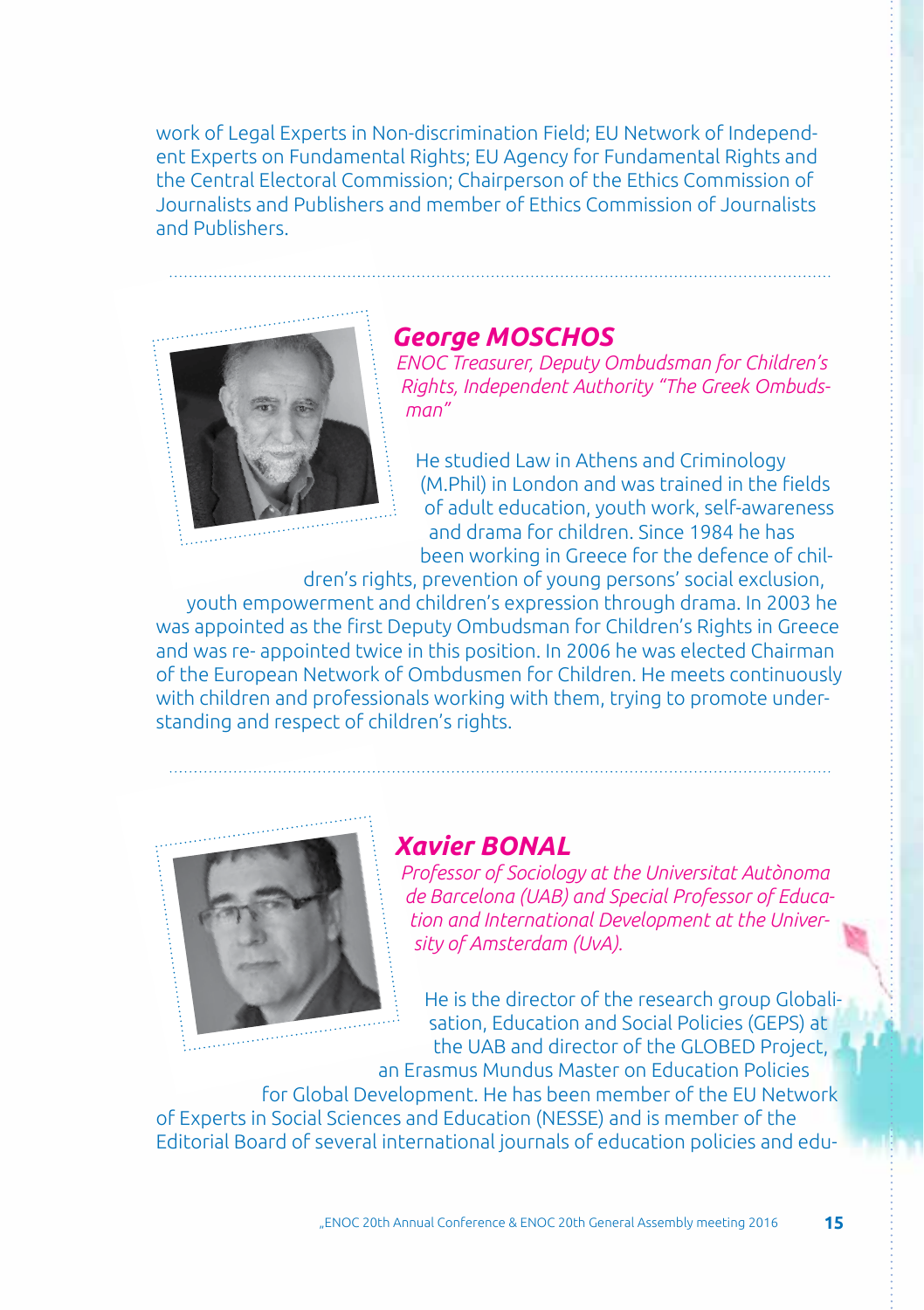work of Legal Experts in Non-discrimination Field; EU Network of Independent Experts on Fundamental Rights; EU Agency for Fundamental Rights and the Central Electoral Commission; Chairperson of the Ethics Commission of Journalists and Publishers and member of Ethics Commission of Journalists and Publishers.

## George MOSCHOS

*ENOC Treasurer, Deputy Ombudsman for Children's Rights, Independent Authority "The Greek Ombudsman"*

He studied Law in Athens and Criminology (M.Phil) in London and was trained in the fields of adult education, youth work, self-awareness and drama for children. Since 1984 he has been working in Greece for the defence of children's rights, prevention of young persons' social exclusion, youth empowerment and children's expression through drama. In 2003 he was appointed as the first Deputy Ombudsman for Children's Rights in Greece and was re- appointed twice in this position. In 2006 he was elected Chairman of the European Network of Ombdusmen for Children. He meets continuously with children and professionals working with them, trying to promote understanding and respect of children's rights.

## Xavier BONAL

*Professor of Sociology at the Universitat Autònoma de Barcelona (UAB) and Special Professor of Education and International Development at the University of Amsterdam (UvA).*

He is the director of the research group Globalisation, Education and Social Policies (GEPS) at the UAB and director of the GLOBED Project, an Erasmus Mundus Master on Education Policies for Global Development. He has been member of the EU Network of Experts in Social Sciences and Education (NESSE) and is member of the Editorial Board of several international journals of education policies and edu-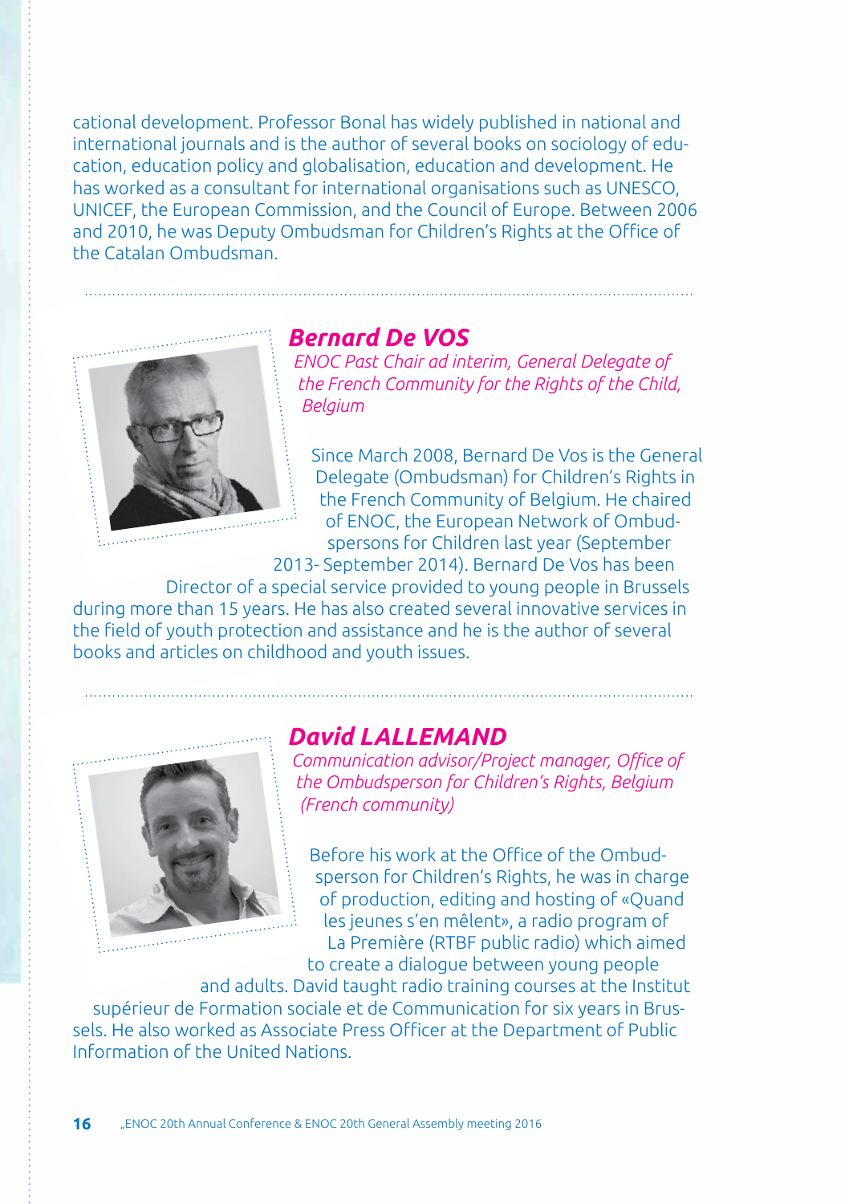cational development. Professor Bonal has widely published in national and international journals and is the author of several books on sociology of education, education policy and globalisation, education and development. He has worked as a consultant for international organisations such as UNESCO, UNICEF, the European Commission, and the Council of Europe. Between 2006 and 2010, he was Deputy Ombudsman for Children's Rights at the Office of the Catalan Ombudsman.

## Bernard De VOS

*ENOC Past Chair ad interim, General Delegate of the French Community for the Rights of the Child, Belgium*

Since March 2008, Bernard De Vos is the General Delegate (Ombudsman) for Children's Rights in the French Community of Belgium. He chaired of ENOC, the European Network of Ombudspersons for Children last year (September 2013- September 2014). Bernard De Vos has been Director of a special service provided to young people in Brussels during more than 15 years. He has also created several innovative services in the field of youth protection and assistance and he is the author of several books and articles on childhood and youth issues.

## David LALLEMAND

*Communication advisor/Project manager, Office of the Ombudsperson for Children's Rights, Belgium (French community)*

Before his work at the Office of the Ombudsperson for Children's Rights, he was in charge of production, editing and hosting of «Quand les jeunes s'en mêlent», a radio program of La Première (RTBF public radio) which aimed to create a dialogue between young people and adults. David taught radio training courses at the Institut supérieur de Formation sociale et de Communication for six years in Brussels. He also worked as Associate Press Officer at the Department of Public Information of the United Nations.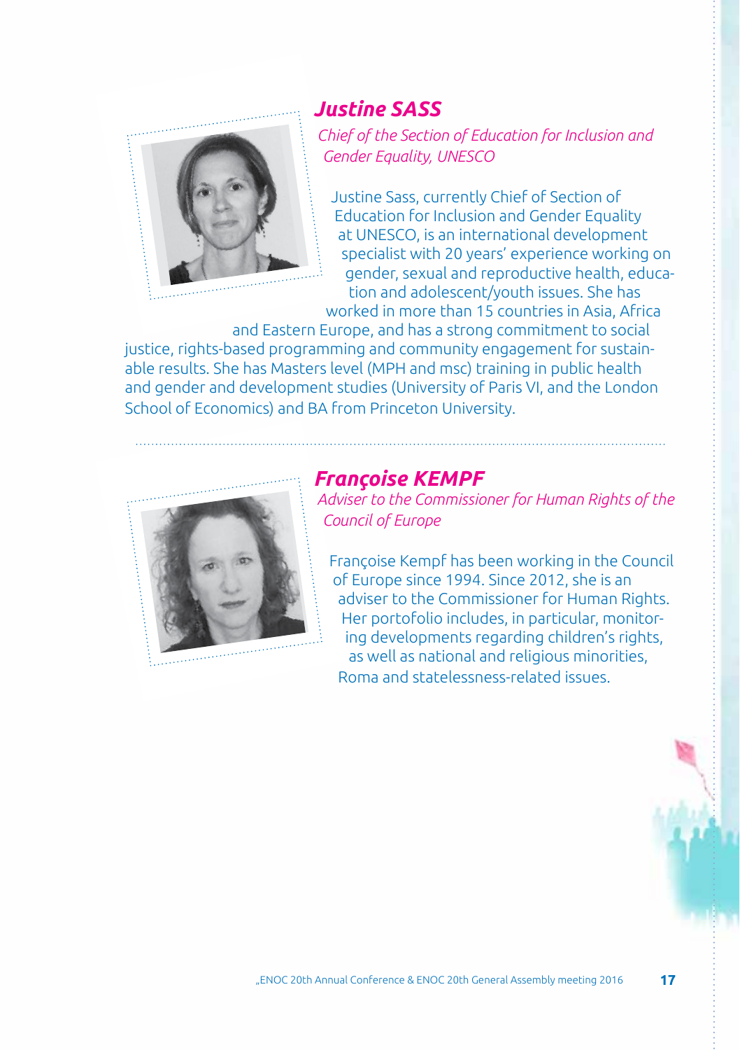## *Justine SASS*

*Chief of the Section of Education for Inclusion and Gender Equality, UNESCO*

Justine Sass, currently Chief of Section of Education for Inclusion and Gender Equality at UNESCO, is an international development specialist with 20 years' experience working on gender, sexual and reproductive health, education and adolescent/youth issues. She has worked in more than 15 countries in Asia, Africa and Eastern Europe, and has a strong commitment to social justice, rights-based programming and community engagement for sustainable results. She has Masters level (MPH and msc) training in public health and gender and development studies (University of Paris VI, and the London School of Economics) and BA from Princeton University.

## *Françoise KEMPF*

*Adviser to the Commissioner for Human Rights of the Council of Europe*

Françoise Kempf has been working in the Council of Europe since 1994. Since 2012, she is an adviser to the Commissioner for Human Rights. Her portofolio includes, in particular, monitoring developments regarding children's rights, as well as national and religious minorities, Roma and statelessness-related issues.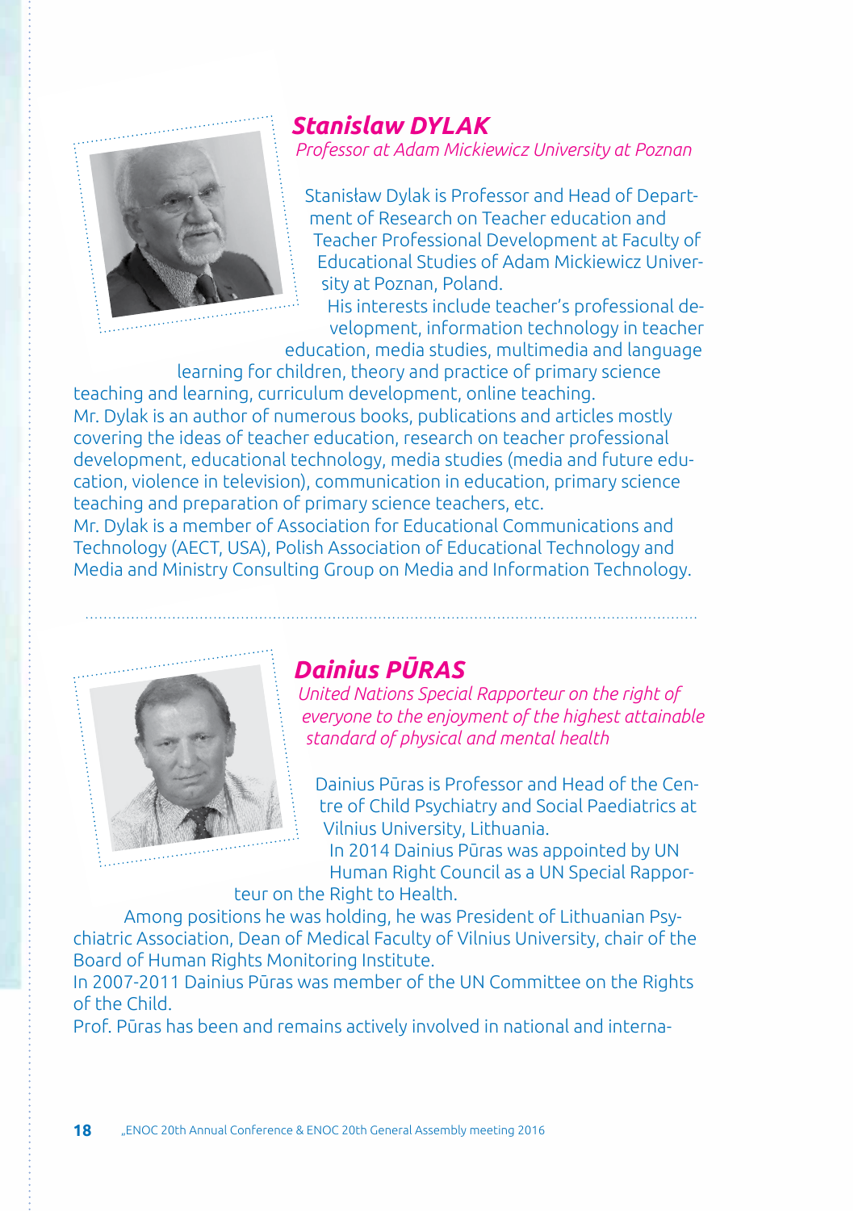## *Stanislaw DYLAK*

*Professor at Adam Mickiewicz University at Poznan*

Stanisław Dylak is Professor and Head of Department of Research on Teacher education and Teacher Professional Development at Faculty of Educational Studies of Adam Mickiewicz University at Poznan, Poland.

His interests include teacher's professional development, information technology in teacher education, media studies, multimedia and language learning for children, theory and practice of primary science teaching and learning, curriculum development, online teaching.

Mr. Dylak is an author of numerous books, publications and articles mostly covering the ideas of teacher education, research on teacher professional development, educational technology, media studies (media and future education, violence in television), communication in education, primary science teaching and preparation of primary science teachers, etc.

Mr. Dylak is a member of Association for Educational Communications and Technology (AECT, USA), Polish Association of Educational Technology and Media and Ministry Consulting Group on Media and Information Technology.

## *Dainius PŪRAS*

*United Nations Special Rapporteur on the right of everyone to the enjoyment of the highest attainable standard of physical and mental health*

Dainius Pūras is Professor and Head of the Centre of Child Psychiatry and Social Paediatrics at Vilnius University, Lithuania.

In 2014 Dainius Pūras was appointed by UN Human Right Council as a UN Special Rapporteur on the Right to Health.

Among positions he was holding, he was President of Lithuanian Psychiatric Association, Dean of Medical Faculty of Vilnius University, chair of the Board of Human Rights Monitoring Institute.

In 2007-2011 Dainius Pūras was member of the UN Committee on the Rights of the Child.

Prof. Pūras has been and remains actively involved in national and interna-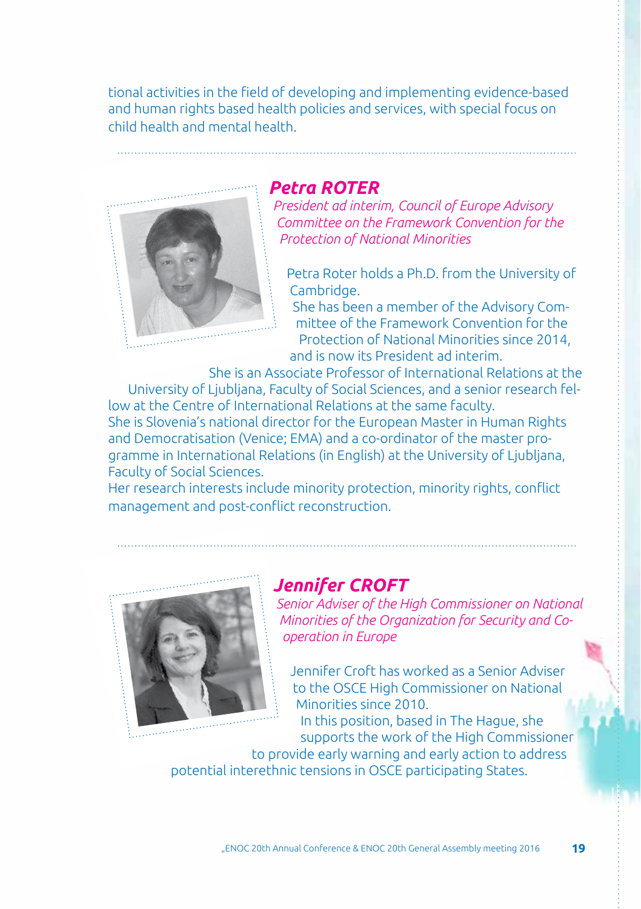tional activities in the field of developing and implementing evidence-based and human rights based health policies and services, with special focus on child health and mental health.

## Petra ROTER

*President ad interim, Council of Europe Advisory Committee on the Framework Convention for the Protection of National Minorities*

Petra Roter holds a Ph.D. from the University of Cambridge.
She has been a member of the Advisory Committee of the Framework Convention for the Protection of National Minorities since 2014, and is now its President ad interim.
She is an Associate Professor of International Relations at the University of Ljubljana, Faculty of Social Sciences, and a senior research fellow at the Centre of International Relations at the same faculty.
She is Slovenia's national director for the European Master in Human Rights and Democratisation (Venice; EMA) and a co-ordinator of the master programme in International Relations (in English) at the University of Ljubljana, Faculty of Social Sciences.
Her research interests include minority protection, minority rights, conflict management and post-conflict reconstruction.

## Jennifer CROFT

*Senior Adviser of the High Commissioner on National Minorities of the Organization for Security and Co-operation in Europe*

Jennifer Croft has worked as a Senior Adviser to the OSCE High Commissioner on National Minorities since 2010.
In this position, based in The Hague, she supports the work of the High Commissioner to provide early warning and early action to address potential interethnic tensions in OSCE participating States.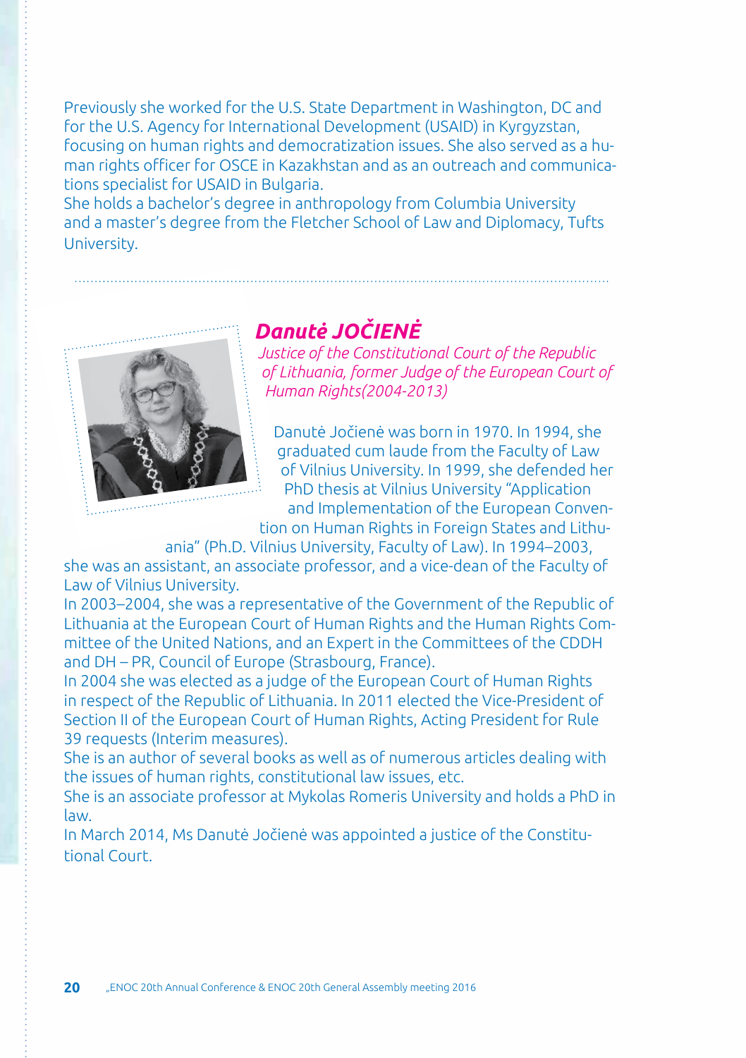Previously she worked for the U.S. State Department in Washington, DC and for the U.S. Agency for International Development (USAID) in Kyrgyzstan, focusing on human rights and democratization issues. She also served as a human rights officer for OSCE in Kazakhstan and as an outreach and communications specialist for USAID in Bulgaria.
She holds a bachelor's degree in anthropology from Columbia University and a master's degree from the Fletcher School of Law and Diplomacy, Tufts University.

## *Danutė JOČIENĖ*

*Justice of the Constitutional Court of the Republic of Lithuania, former Judge of the European Court of Human Rights(2004-2013)*

Danutė Jočienė was born in 1970. In 1994, she graduated cum laude from the Faculty of Law of Vilnius University. In 1999, she defended her PhD thesis at Vilnius University "Application and Implementation of the European Convention on Human Rights in Foreign States and Lithuania" (Ph.D. Vilnius University, Faculty of Law). In 1994–2003, she was an assistant, an associate professor, and a vice-dean of the Faculty of Law of Vilnius University.
In 2003–2004, she was a representative of the Government of the Republic of Lithuania at the European Court of Human Rights and the Human Rights Committee of the United Nations, and an Expert in the Committees of the CDDH and DH – PR, Council of Europe (Strasbourg, France).
In 2004 she was elected as a judge of the European Court of Human Rights in respect of the Republic of Lithuania. In 2011 elected the Vice-President of Section II of the European Court of Human Rights, Acting President for Rule 39 requests (Interim measures).
She is an author of several books as well as of numerous articles dealing with the issues of human rights, constitutional law issues, etc.
She is an associate professor at Mykolas Romeris University and holds a PhD in law.
In March 2014, Ms Danutė Jočienė was appointed a justice of the Constitutional Court.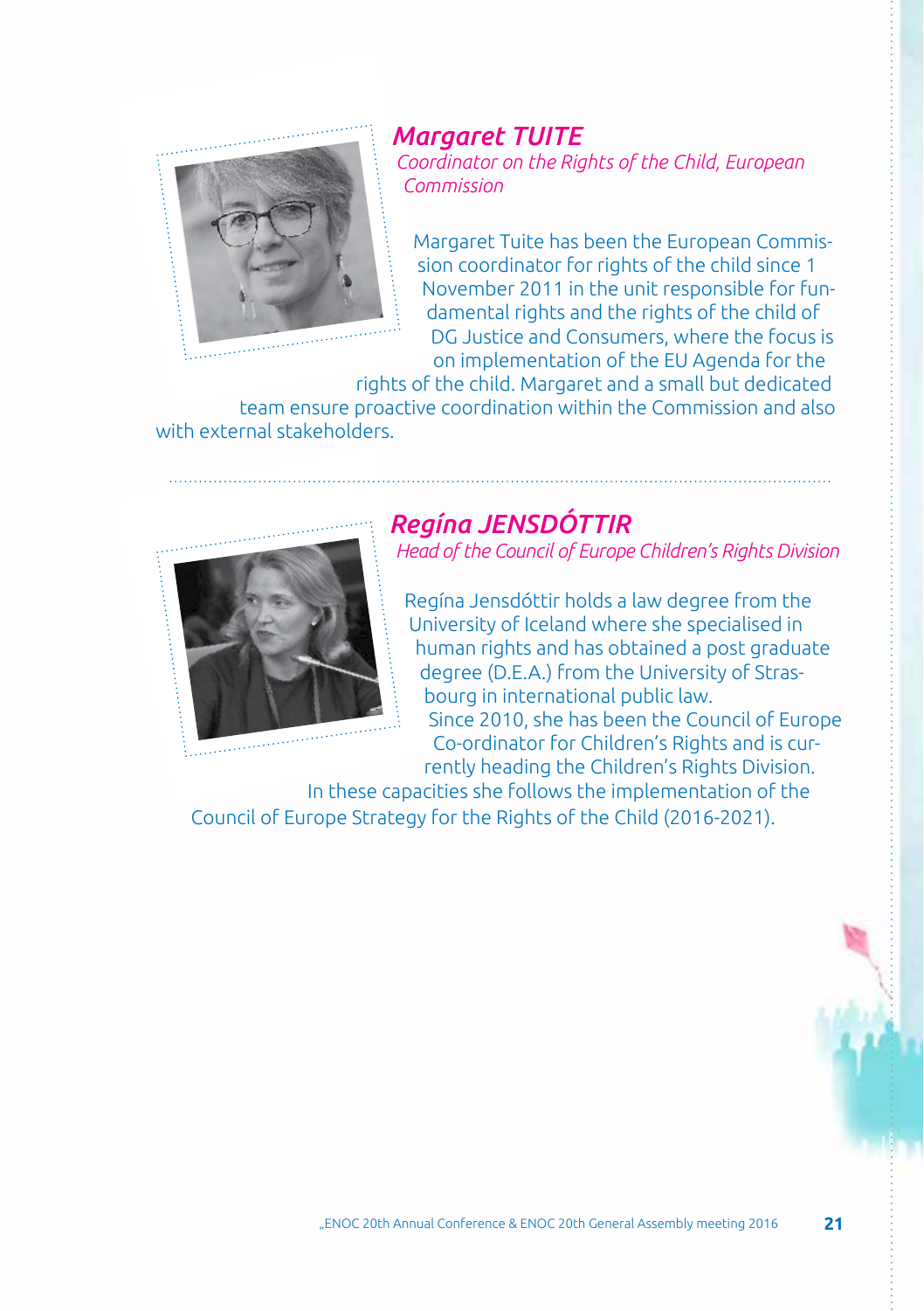## *Margaret TUITE*

*Coordinator on the Rights of the Child, European Commission*

Margaret Tuite has been the European Commission coordinator for rights of the child since 1 November 2011 in the unit responsible for fundamental rights and the rights of the child of DG Justice and Consumers, where the focus is on implementation of the EU Agenda for the rights of the child. Margaret and a small but dedicated team ensure proactive coordination within the Commission and also with external stakeholders.

## *Regína JENSDÓTTIR*

*Head of the Council of Europe Children's Rights Division*

Regína Jensdóttir holds a law degree from the University of Iceland where she specialised in human rights and has obtained a post graduate degree (D.E.A.) from the University of Strasbourg in international public law.
Since 2010, she has been the Council of Europe Co-ordinator for Children's Rights and is currently heading the Children's Rights Division. In these capacities she follows the implementation of the Council of Europe Strategy for the Rights of the Child (2016-2021).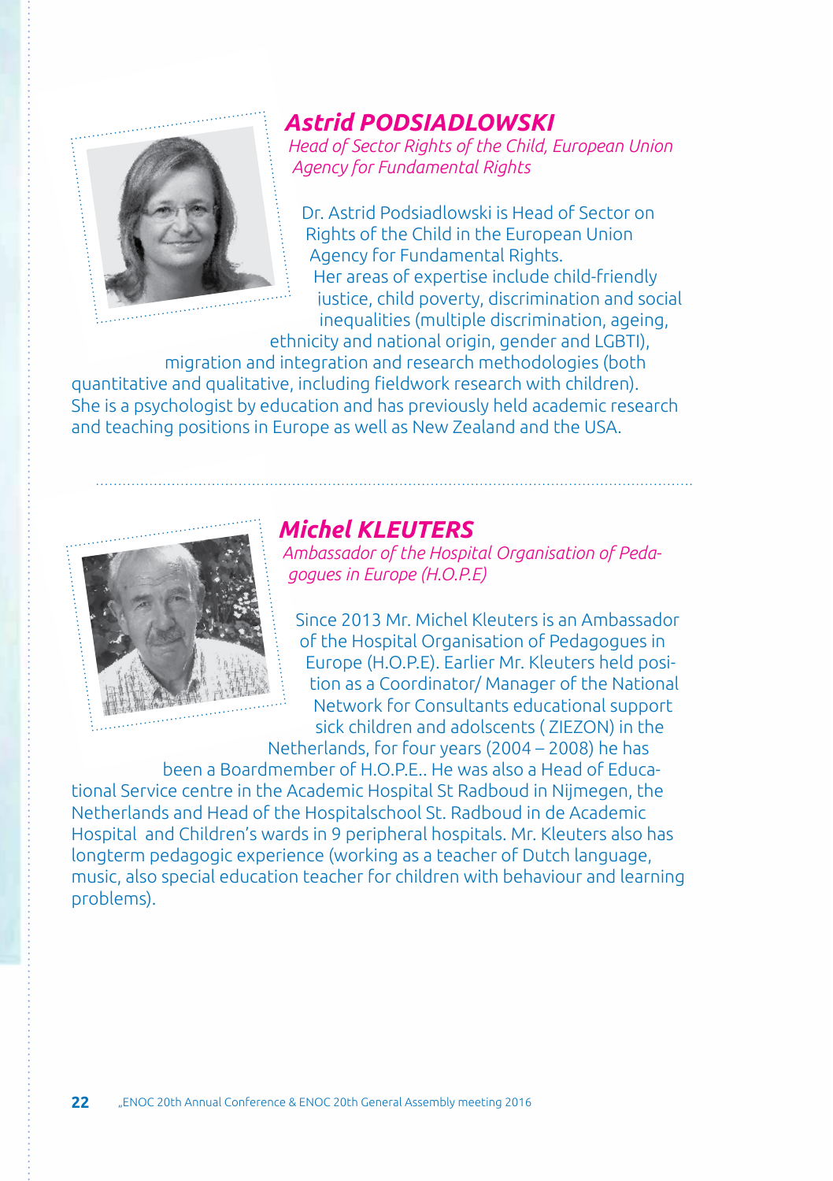## *Astrid PODSIADLOWSKI*

*Head of Sector Rights of the Child, European Union Agency for Fundamental Rights*

Dr. Astrid Podsiadlowski is Head of Sector on Rights of the Child in the European Union Agency for Fundamental Rights. Her areas of expertise include child-friendly justice, child poverty, discrimination and social inequalities (multiple discrimination, ageing, ethnicity and national origin, gender and LGBTI), migration and integration and research methodologies (both quantitative and qualitative, including fieldwork research with children). She is a psychologist by education and has previously held academic research and teaching positions in Europe as well as New Zealand and the USA.

## *Michel KLEUTERS*

*Ambassador of the Hospital Organisation of Pedagogues in Europe (H.O.P.E)*

Since 2013 Mr. Michel Kleuters is an Ambassador of the Hospital Organisation of Pedagogues in Europe (H.O.P.E). Earlier Mr. Kleuters held position as a Coordinator/ Manager of the National Network for Consultants educational support sick children and adolscents ( ZIEZON) in the Netherlands, for four years (2004 – 2008) he has been a Boardmember of H.O.P.E.. He was also a Head of Educational Service centre in the Academic Hospital St Radboud in Nijmegen, the Netherlands and Head of the Hospitalschool St. Radboud in de Academic Hospital and Children's wards in 9 peripheral hospitals. Mr. Kleuters also has longterm pedagogic experience (working as a teacher of Dutch language, music, also special education teacher for children with behaviour and learning problems).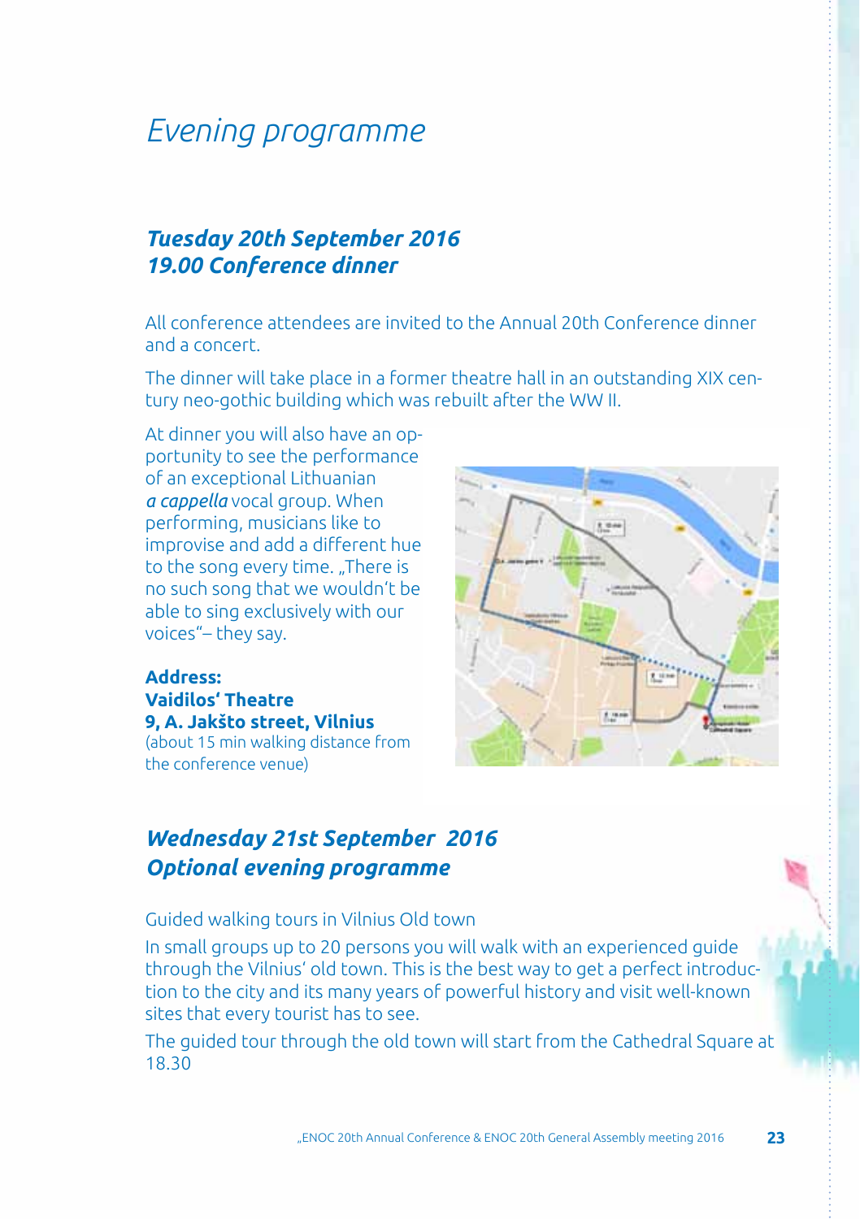# *Evening programme*

## ***Tuesday 20th September 2016***
## ***19.00 Conference dinner***

All conference attendees are invited to the Annual 20th Conference dinner and a concert.

The dinner will take place in a former theatre hall in an outstanding XIX century neo-gothic building which was rebuilt after the WW II.

At dinner you will also have an opportunity to see the performance of an exceptional Lithuanian *a cappella* vocal group. When performing, musicians like to improvise and add a different hue to the song every time. „There is no such song that we wouldn't be able to sing exclusively with our voices"– they say.

**Address:**
**Vaidilos' Theatre**
**9, A. Jakšto street, Vilnius**
(about 15 min walking distance from the conference venue)

## ***Wednesday 21st September 2016***
## ***Optional evening programme***

Guided walking tours in Vilnius Old town

In small groups up to 20 persons you will walk with an experienced guide through the Vilnius' old town. This is the best way to get a perfect introduction to the city and its many years of powerful history and visit well-known sites that every tourist has to see.

The guided tour through the old town will start from the Cathedral Square at 18.30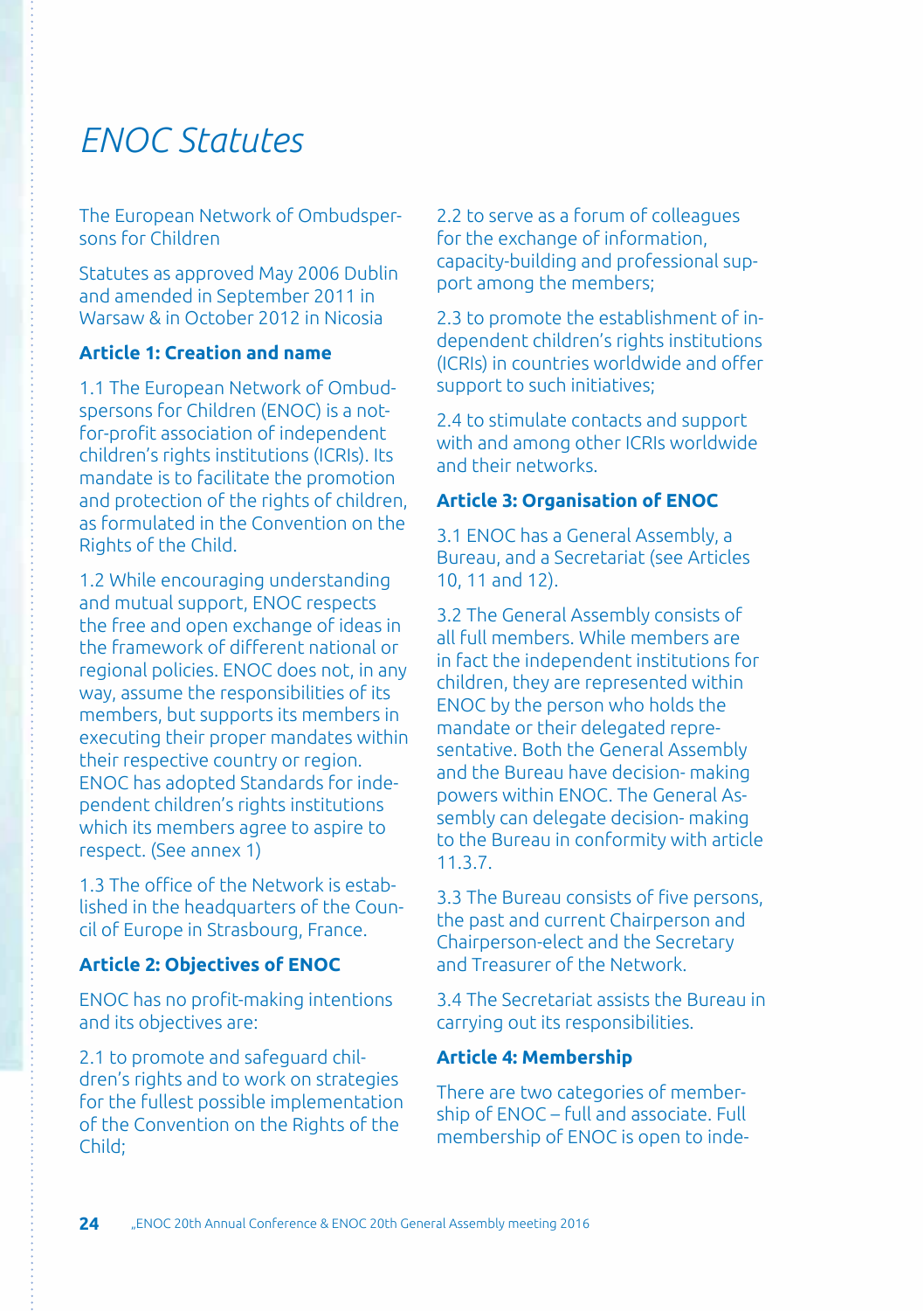# ENOC Statutes

The European Network of Ombudspersons for Children

Statutes as approved May 2006 Dublin and amended in September 2011 in Warsaw & in October 2012 in Nicosia

**Article 1: Creation and name**

1.1 The European Network of Ombudspersons for Children (ENOC) is a not-for-profit association of independent children's rights institutions (ICRIs). Its mandate is to facilitate the promotion and protection of the rights of children, as formulated in the Convention on the Rights of the Child.

1.2 While encouraging understanding and mutual support, ENOC respects the free and open exchange of ideas in the framework of different national or regional policies. ENOC does not, in any way, assume the responsibilities of its members, but supports its members in executing their proper mandates within their respective country or region. ENOC has adopted Standards for independent children's rights institutions which its members agree to aspire to respect. (See annex 1)

1.3 The office of the Network is established in the headquarters of the Council of Europe in Strasbourg, France.

**Article 2: Objectives of ENOC**

ENOC has no profit-making intentions and its objectives are:

2.1 to promote and safeguard children's rights and to work on strategies for the fullest possible implementation of the Convention on the Rights of the Child;

2.2 to serve as a forum of colleagues for the exchange of information, capacity-building and professional support among the members;

2.3 to promote the establishment of independent children's rights institutions (ICRIs) in countries worldwide and offer support to such initiatives;

2.4 to stimulate contacts and support with and among other ICRIs worldwide and their networks.

**Article 3: Organisation of ENOC**

3.1 ENOC has a General Assembly, a Bureau, and a Secretariat (see Articles 10, 11 and 12).

3.2 The General Assembly consists of all full members. While members are in fact the independent institutions for children, they are represented within ENOC by the person who holds the mandate or their delegated representative. Both the General Assembly and the Bureau have decision- making powers within ENOC. The General Assembly can delegate decision- making to the Bureau in conformity with article 11.3.7.

3.3 The Bureau consists of five persons, the past and current Chairperson and Chairperson-elect and the Secretary and Treasurer of the Network.

3.4 The Secretariat assists the Bureau in carrying out its responsibilities.

**Article 4: Membership**

There are two categories of membership of ENOC – full and associate. Full membership of ENOC is open to inde-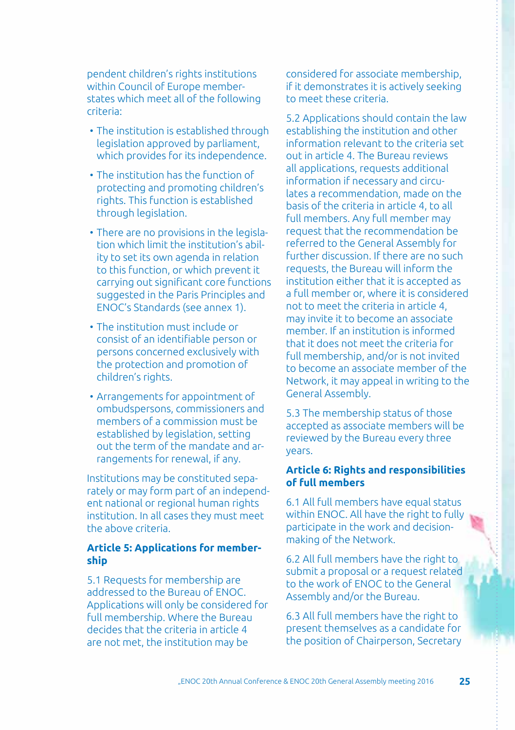pendent children's rights institutions within Council of Europe member-states which meet all of the following criteria:

- The institution is established through legislation approved by parliament, which provides for its independence.
- The institution has the function of protecting and promoting children's rights. This function is established through legislation.
- There are no provisions in the legislation which limit the institution's ability to set its own agenda in relation to this function, or which prevent it carrying out significant core functions suggested in the Paris Principles and ENOC's Standards (see annex 1).
- The institution must include or consist of an identifiable person or persons concerned exclusively with the protection and promotion of children's rights.
- Arrangements for appointment of ombudspersons, commissioners and members of a commission must be established by legislation, setting out the term of the mandate and arrangements for renewal, if any.

Institutions may be constituted separately or may form part of an independent national or regional human rights institution. In all cases they must meet the above criteria.

### Article 5: Applications for membership

5.1 Requests for membership are addressed to the Bureau of ENOC. Applications will only be considered for full membership. Where the Bureau decides that the criteria in article 4 are not met, the institution may be considered for associate membership, if it demonstrates it is actively seeking to meet these criteria.

5.2 Applications should contain the law establishing the institution and other information relevant to the criteria set out in article 4. The Bureau reviews all applications, requests additional information if necessary and circulates a recommendation, made on the basis of the criteria in article 4, to all full members. Any full member may request that the recommendation be referred to the General Assembly for further discussion. If there are no such requests, the Bureau will inform the institution either that it is accepted as a full member or, where it is considered not to meet the criteria in article 4, may invite it to become an associate member. If an institution is informed that it does not meet the criteria for full membership, and/or is not invited to become an associate member of the Network, it may appeal in writing to the General Assembly.

5.3 The membership status of those accepted as associate members will be reviewed by the Bureau every three years.

### Article 6: Rights and responsibilities of full members

6.1 All full members have equal status within ENOC. All have the right to fully participate in the work and decision-making of the Network.

6.2 All full members have the right to submit a proposal or a request related to the work of ENOC to the General Assembly and/or the Bureau.

6.3 All full members have the right to present themselves as a candidate for the position of Chairperson, Secretary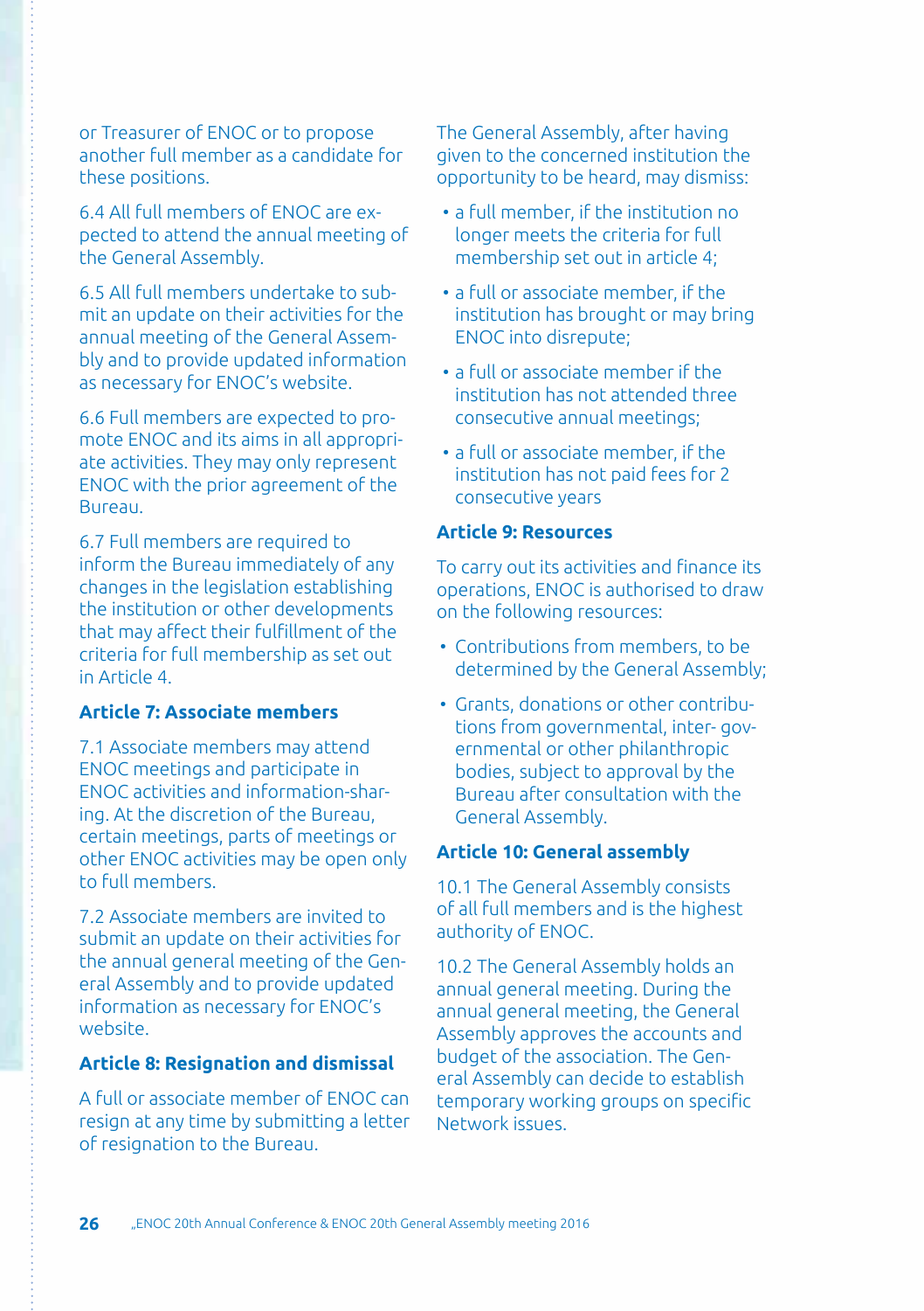or Treasurer of ENOC or to propose another full member as a candidate for these positions.

6.4 All full members of ENOC are expected to attend the annual meeting of the General Assembly.

6.5 All full members undertake to submit an update on their activities for the annual meeting of the General Assembly and to provide updated information as necessary for ENOC's website.

6.6 Full members are expected to promote ENOC and its aims in all appropriate activities. They may only represent ENOC with the prior agreement of the Bureau.

6.7 Full members are required to inform the Bureau immediately of any changes in the legislation establishing the institution or other developments that may affect their fulfillment of the criteria for full membership as set out in Article 4.

### Article 7: Associate members

7.1 Associate members may attend ENOC meetings and participate in ENOC activities and information-sharing. At the discretion of the Bureau, certain meetings, parts of meetings or other ENOC activities may be open only to full members.

7.2 Associate members are invited to submit an update on their activities for the annual general meeting of the General Assembly and to provide updated information as necessary for ENOC's website.

### Article 8: Resignation and dismissal

A full or associate member of ENOC can resign at any time by submitting a letter of resignation to the Bureau.

The General Assembly, after having given to the concerned institution the opportunity to be heard, may dismiss:

- a full member, if the institution no longer meets the criteria for full membership set out in article 4;
- a full or associate member, if the institution has brought or may bring ENOC into disrepute;
- a full or associate member if the institution has not attended three consecutive annual meetings;
- a full or associate member, if the institution has not paid fees for 2 consecutive years

### Article 9: Resources

To carry out its activities and finance its operations, ENOC is authorised to draw on the following resources:

- Contributions from members, to be determined by the General Assembly;
- Grants, donations or other contributions from governmental, inter- governmental or other philanthropic bodies, subject to approval by the Bureau after consultation with the General Assembly.

### Article 10: General assembly

10.1 The General Assembly consists of all full members and is the highest authority of ENOC.

10.2 The General Assembly holds an annual general meeting. During the annual general meeting, the General Assembly approves the accounts and budget of the association. The General Assembly can decide to establish temporary working groups on specific Network issues.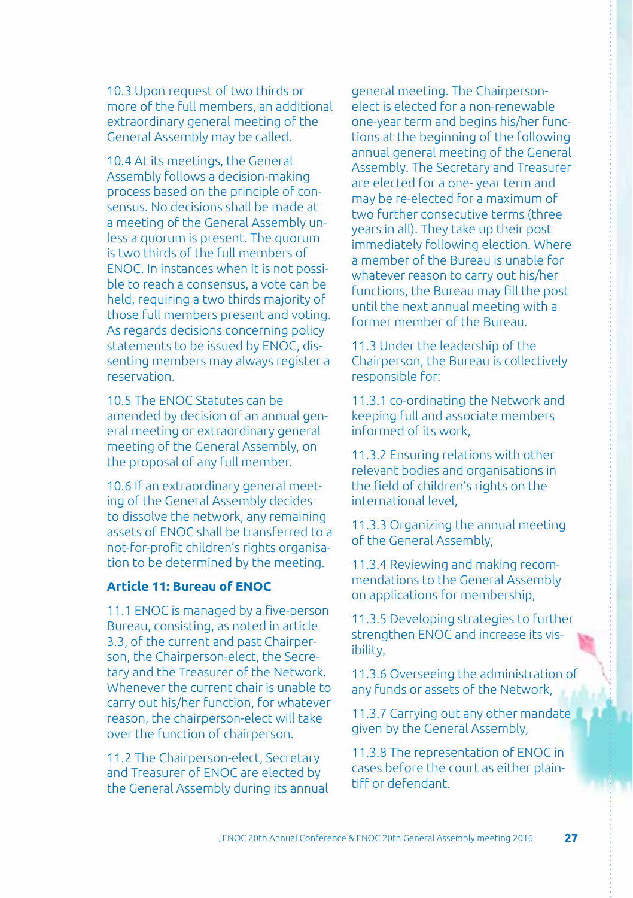10.3 Upon request of two thirds or more of the full members, an additional extraordinary general meeting of the General Assembly may be called.

10.4 At its meetings, the General Assembly follows a decision-making process based on the principle of consensus. No decisions shall be made at a meeting of the General Assembly unless a quorum is present. The quorum is two thirds of the full members of ENOC. In instances when it is not possible to reach a consensus, a vote can be held, requiring a two thirds majority of those full members present and voting. As regards decisions concerning policy statements to be issued by ENOC, dissenting members may always register a reservation.

10.5 The ENOC Statutes can be amended by decision of an annual general meeting or extraordinary general meeting of the General Assembly, on the proposal of any full member.

10.6 If an extraordinary general meeting of the General Assembly decides to dissolve the network, any remaining assets of ENOC shall be transferred to a not-for-profit children's rights organisation to be determined by the meeting.

### Article 11: Bureau of ENOC

11.1 ENOC is managed by a five-person Bureau, consisting, as noted in article 3.3, of the current and past Chairperson, the Chairperson-elect, the Secretary and the Treasurer of the Network. Whenever the current chair is unable to carry out his/her function, for whatever reason, the chairperson-elect will take over the function of chairperson.

11.2 The Chairperson-elect, Secretary and Treasurer of ENOC are elected by the General Assembly during its annual general meeting. The Chairperson-elect is elected for a non-renewable one-year term and begins his/her functions at the beginning of the following annual general meeting of the General Assembly. The Secretary and Treasurer are elected for a one- year term and may be re-elected for a maximum of two further consecutive terms (three years in all). They take up their post immediately following election. Where a member of the Bureau is unable for whatever reason to carry out his/her functions, the Bureau may fill the post until the next annual meeting with a former member of the Bureau.

11.3 Under the leadership of the Chairperson, the Bureau is collectively responsible for:

11.3.1 co-ordinating the Network and keeping full and associate members informed of its work,

11.3.2 Ensuring relations with other relevant bodies and organisations in the field of children's rights on the international level,

11.3.3 Organizing the annual meeting of the General Assembly,

11.3.4 Reviewing and making recommendations to the General Assembly on applications for membership,

11.3.5 Developing strategies to further strengthen ENOC and increase its visibility,

11.3.6 Overseeing the administration of any funds or assets of the Network,

11.3.7 Carrying out any other mandate given by the General Assembly,

11.3.8 The representation of ENOC in cases before the court as either plaintiff or defendant.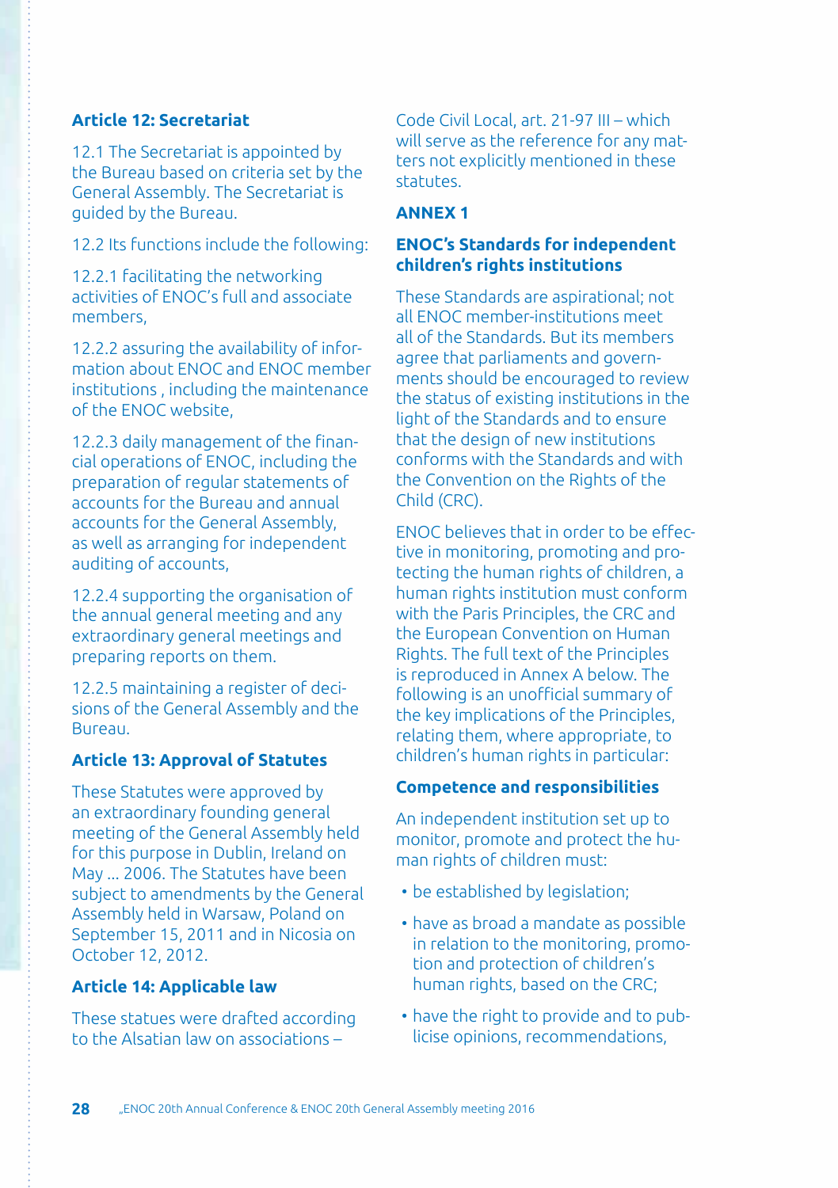### Article 12: Secretariat

12.1 The Secretariat is appointed by the Bureau based on criteria set by the General Assembly. The Secretariat is guided by the Bureau.

12.2 Its functions include the following:

12.2.1 facilitating the networking activities of ENOC's full and associate members,

12.2.2 assuring the availability of information about ENOC and ENOC member institutions , including the maintenance of the ENOC website,

12.2.3 daily management of the financial operations of ENOC, including the preparation of regular statements of accounts for the Bureau and annual accounts for the General Assembly, as well as arranging for independent auditing of accounts,

12.2.4 supporting the organisation of the annual general meeting and any extraordinary general meetings and preparing reports on them.

12.2.5 maintaining a register of decisions of the General Assembly and the Bureau.

### Article 13: Approval of Statutes

These Statutes were approved by an extraordinary founding general meeting of the General Assembly held for this purpose in Dublin, Ireland on May ... 2006. The Statutes have been subject to amendments by the General Assembly held in Warsaw, Poland on September 15, 2011 and in Nicosia on October 12, 2012.

### Article 14: Applicable law

These statues were drafted according to the Alsatian law on associations – Code Civil Local, art. 21-97 III – which will serve as the reference for any matters not explicitly mentioned in these statutes.

## ANNEX 1

### ENOC's Standards for independent children's rights institutions

These Standards are aspirational; not all ENOC member-institutions meet all of the Standards. But its members agree that parliaments and governments should be encouraged to review the status of existing institutions in the light of the Standards and to ensure that the design of new institutions conforms with the Standards and with the Convention on the Rights of the Child (CRC).

ENOC believes that in order to be effective in monitoring, promoting and protecting the human rights of children, a human rights institution must conform with the Paris Principles, the CRC and the European Convention on Human Rights. The full text of the Principles is reproduced in Annex A below. The following is an unofficial summary of the key implications of the Principles, relating them, where appropriate, to children's human rights in particular:

### Competence and responsibilities

An independent institution set up to monitor, promote and protect the human rights of children must:

- be established by legislation;
- have as broad a mandate as possible in relation to the monitoring, promotion and protection of children's human rights, based on the CRC;
- have the right to provide and to publicise opinions, recommendations,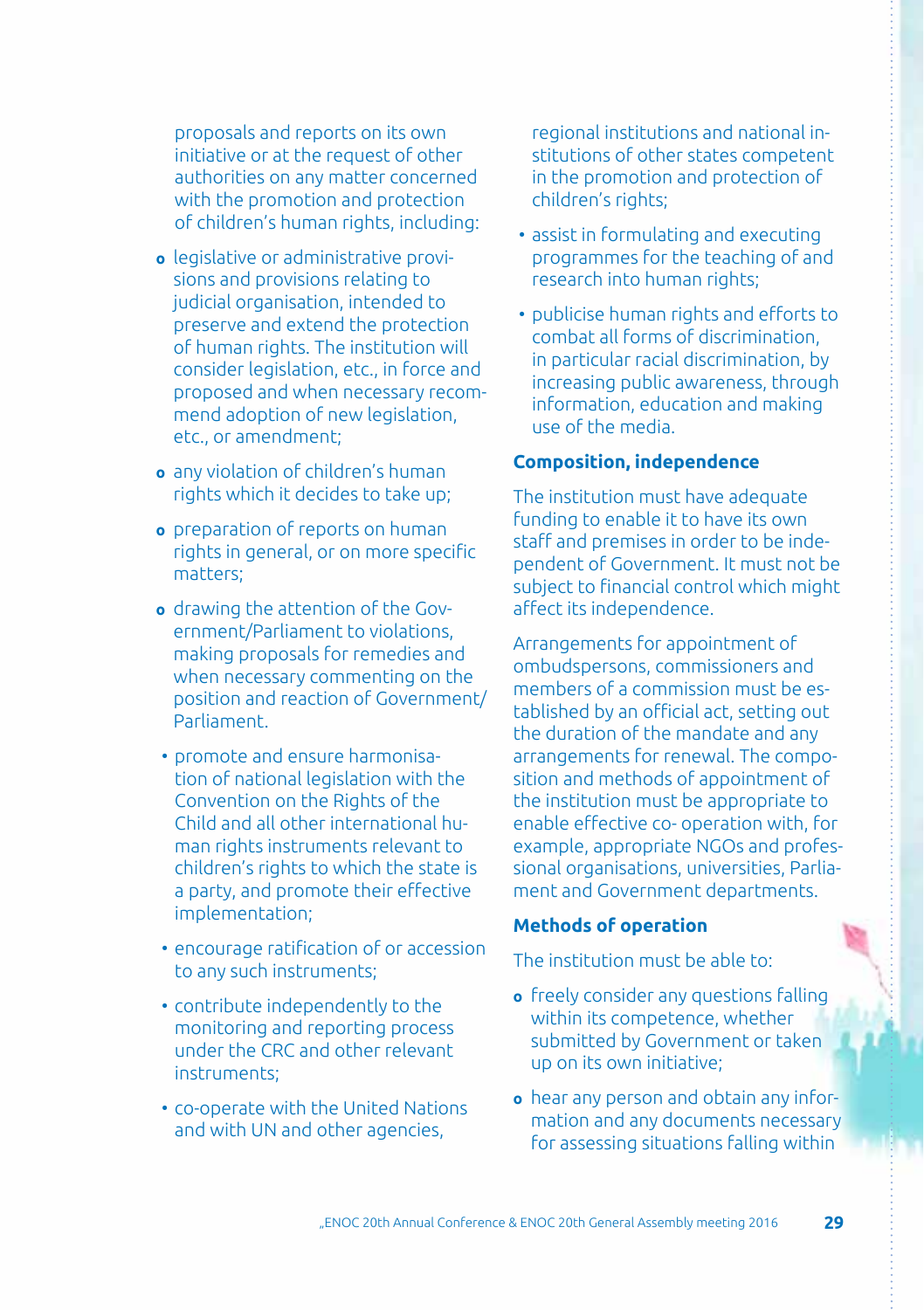proposals and reports on its own initiative or at the request of other authorities on any matter concerned with the promotion and protection of children's human rights, including:

- legislative or administrative provisions and provisions relating to judicial organisation, intended to preserve and extend the protection of human rights. The institution will consider legislation, etc., in force and proposed and when necessary recommend adoption of new legislation, etc., or amendment;
- any violation of children's human rights which it decides to take up;
- preparation of reports on human rights in general, or on more specific matters;
- drawing the attention of the Government/Parliament to violations, making proposals for remedies and when necessary commenting on the position and reaction of Government/Parliament.

- promote and ensure harmonisation of national legislation with the Convention on the Rights of the Child and all other international human rights instruments relevant to children's rights to which the state is a party, and promote their effective implementation;
- encourage ratification of or accession to any such instruments;
- contribute independently to the monitoring and reporting process under the CRC and other relevant instruments;
- co-operate with the United Nations and with UN and other agencies, regional institutions and national institutions of other states competent in the promotion and protection of children's rights;
- assist in formulating and executing programmes for the teaching of and research into human rights;
- publicise human rights and efforts to combat all forms of discrimination, in particular racial discrimination, by increasing public awareness, through information, education and making use of the media.

**Composition, independence**

The institution must have adequate funding to enable it to have its own staff and premises in order to be independent of Government. It must not be subject to financial control which might affect its independence.

Arrangements for appointment of ombudspersons, commissioners and members of a commission must be established by an official act, setting out the duration of the mandate and any arrangements for renewal. The composition and methods of appointment of the institution must be appropriate to enable effective co- operation with, for example, appropriate NGOs and professional organisations, universities, Parliament and Government departments.

**Methods of operation**

The institution must be able to:

- freely consider any questions falling within its competence, whether submitted by Government or taken up on its own initiative;
- hear any person and obtain any information and any documents necessary for assessing situations falling within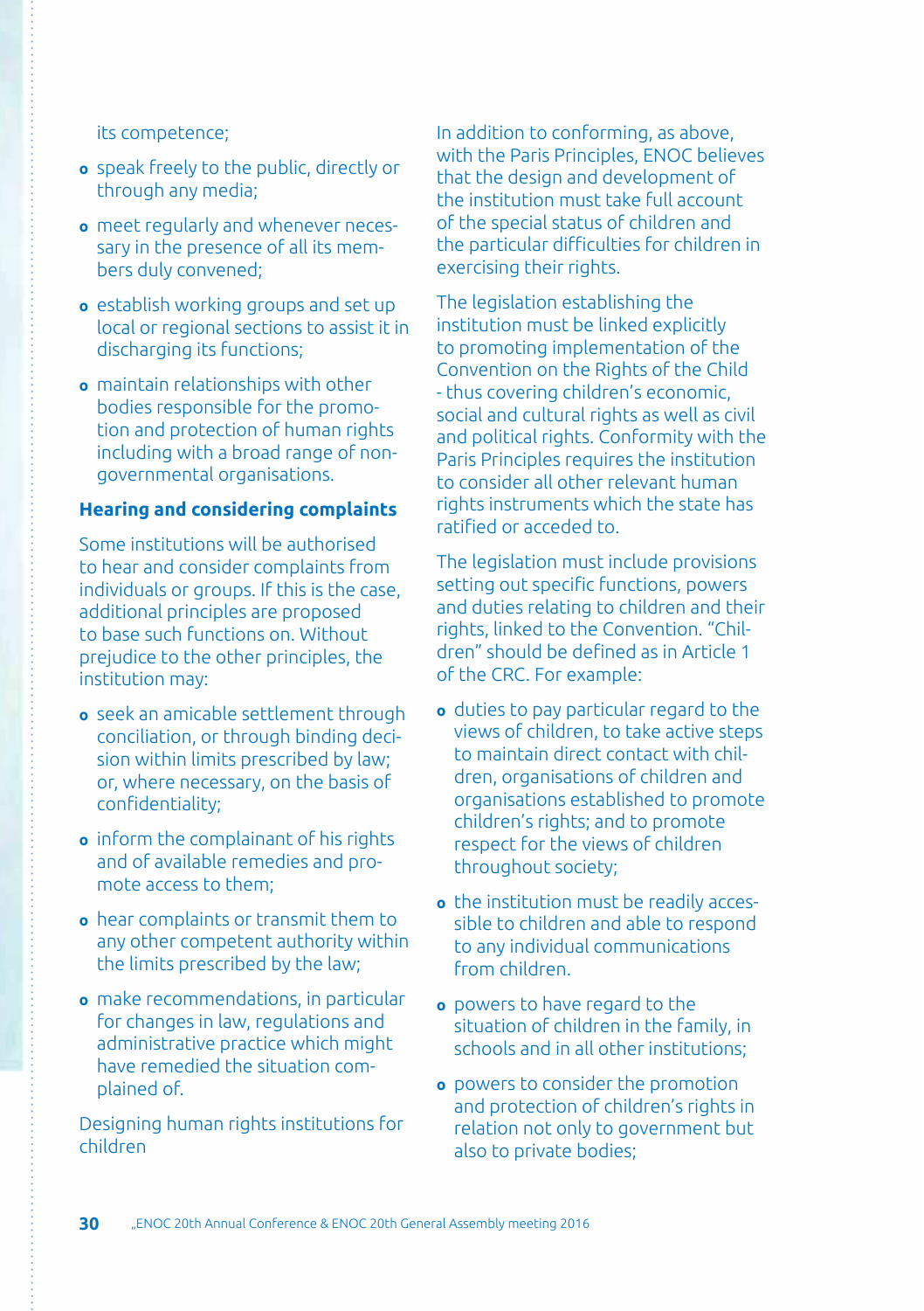its competence;

- speak freely to the public, directly or through any media;
- meet regularly and whenever necessary in the presence of all its members duly convened;
- establish working groups and set up local or regional sections to assist it in discharging its functions;
- maintain relationships with other bodies responsible for the promotion and protection of human rights including with a broad range of non-governmental organisations.

### Hearing and considering complaints

Some institutions will be authorised to hear and consider complaints from individuals or groups. If this is the case, additional principles are proposed to base such functions on. Without prejudice to the other principles, the institution may:

- seek an amicable settlement through conciliation, or through binding decision within limits prescribed by law; or, where necessary, on the basis of confidentiality;
- inform the complainant of his rights and of available remedies and promote access to them;
- hear complaints or transmit them to any other competent authority within the limits prescribed by the law;
- make recommendations, in particular for changes in law, regulations and administrative practice which might have remedied the situation complained of.

Designing human rights institutions for children

In addition to conforming, as above, with the Paris Principles, ENOC believes that the design and development of the institution must take full account of the special status of children and the particular difficulties for children in exercising their rights.

The legislation establishing the institution must be linked explicitly to promoting implementation of the Convention on the Rights of the Child - thus covering children's economic, social and cultural rights as well as civil and political rights. Conformity with the Paris Principles requires the institution to consider all other relevant human rights instruments which the state has ratified or acceded to.

The legislation must include provisions setting out specific functions, powers and duties relating to children and their rights, linked to the Convention. "Children" should be defined as in Article 1 of the CRC. For example:

- duties to pay particular regard to the views of children, to take active steps to maintain direct contact with children, organisations of children and organisations established to promote children's rights; and to promote respect for the views of children throughout society;
- the institution must be readily accessible to children and able to respond to any individual communications from children.
- powers to have regard to the situation of children in the family, in schools and in all other institutions;
- powers to consider the promotion and protection of children's rights in relation not only to government but also to private bodies;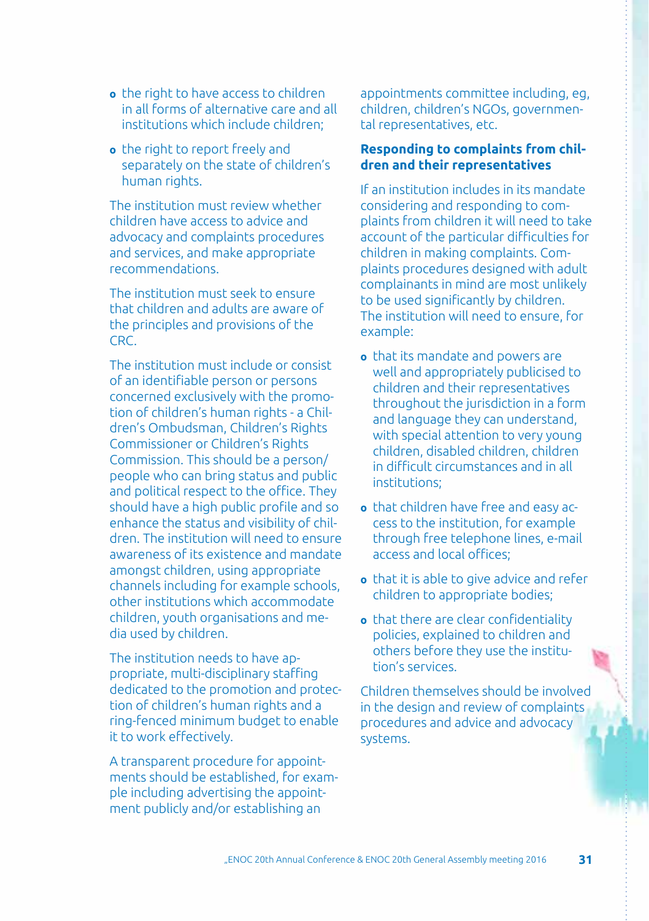- the right to have access to children in all forms of alternative care and all institutions which include children;
- the right to report freely and separately on the state of children's human rights.

The institution must review whether children have access to advice and advocacy and complaints procedures and services, and make appropriate recommendations.

The institution must seek to ensure that children and adults are aware of the principles and provisions of the CRC.

The institution must include or consist of an identifiable person or persons concerned exclusively with the promotion of children's human rights - a Children's Ombudsman, Children's Rights Commissioner or Children's Rights Commission. This should be a person/ people who can bring status and public and political respect to the office. They should have a high public profile and so enhance the status and visibility of children. The institution will need to ensure awareness of its existence and mandate amongst children, using appropriate channels including for example schools, other institutions which accommodate children, youth organisations and media used by children.

The institution needs to have appropriate, multi-disciplinary staffing dedicated to the promotion and protection of children's human rights and a ring-fenced minimum budget to enable it to work effectively.

A transparent procedure for appointments should be established, for example including advertising the appointment publicly and/or establishing an appointments committee including, eg, children, children's NGOs, governmental representatives, etc.

**Responding to complaints from children and their representatives**

If an institution includes in its mandate considering and responding to complaints from children it will need to take account of the particular difficulties for children in making complaints. Complaints procedures designed with adult complainants in mind are most unlikely to be used significantly by children. The institution will need to ensure, for example:

- that its mandate and powers are well and appropriately publicised to children and their representatives throughout the jurisdiction in a form and language they can understand, with special attention to very young children, disabled children, children in difficult circumstances and in all institutions;
- that children have free and easy access to the institution, for example through free telephone lines, e-mail access and local offices;
- that it is able to give advice and refer children to appropriate bodies;
- that there are clear confidentiality policies, explained to children and others before they use the institution's services.

Children themselves should be involved in the design and review of complaints procedures and advice and advocacy systems.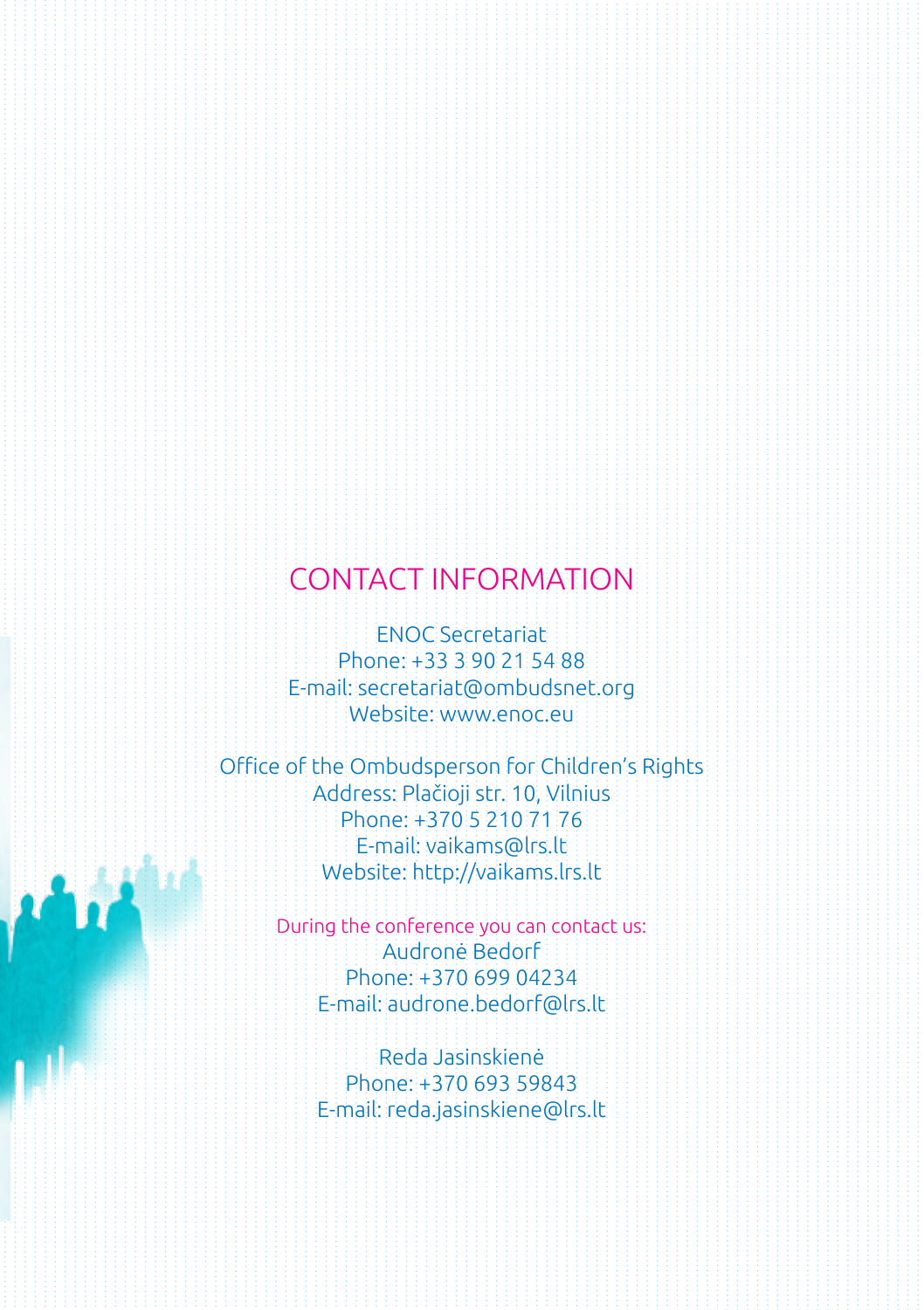# CONTACT INFORMATION

ENOC Secretariat
Phone: +33 3 90 21 54 88
E-mail: secretariat@ombudsnet.org
Website: www.enoc.eu

Office of the Ombudsperson for Children's Rights
Address: Plačioji str. 10, Vilnius
Phone: +370 5 210 71 76
E-mail: vaikams@lrs.lt
Website: http://vaikams.lrs.lt

During the conference you can contact us:
Audronė Bedorf
Phone: +370 699 04234
E-mail: audrone.bedorf@lrs.lt

Reda Jasinskienė
Phone: +370 693 59843
E-mail: reda.jasinskiene@lrs.lt